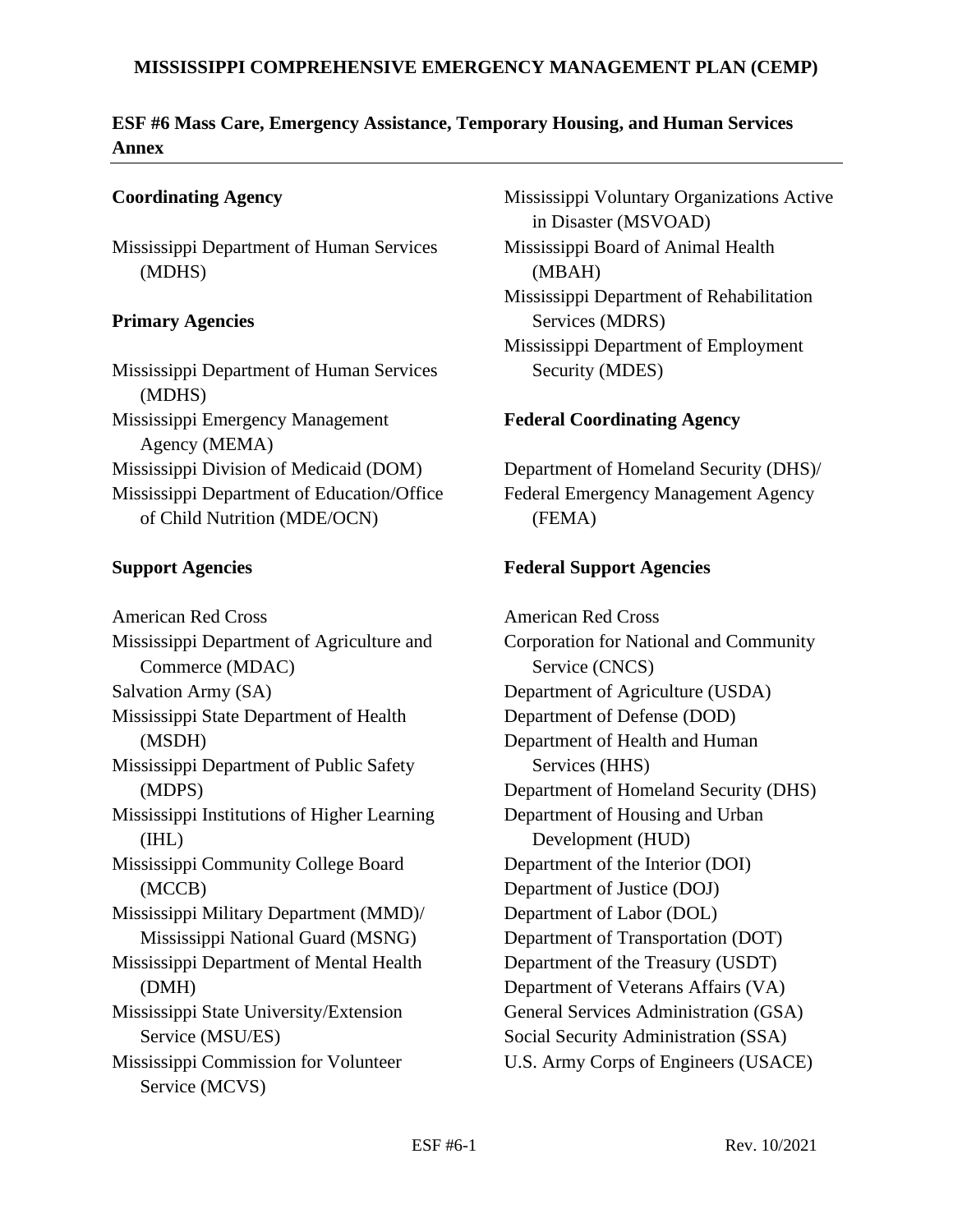# MISSISSIPPI COMPREHENSIVE EMERGENCY MANAGEMENT PLAN (CEMP)

## ESF #6 Mass Care, Emergency Assistance, Temporary Housing, and Human Services Annex

### Coordinating Agency

Mississippi Department of Human Services (MDHS)

### Primary Agencies

Mississippi Department of Human Services (MDHS)
Mississippi Emergency Management Agency (MEMA)
Mississippi Division of Medicaid (DOM)
Mississippi Department of Education/Office of Child Nutrition (MDE/OCN)

### Support Agencies

American Red Cross
Mississippi Department of Agriculture and Commerce (MDAC)
Salvation Army (SA)
Mississippi State Department of Health (MSDH)
Mississippi Department of Public Safety (MDPS)
Mississippi Institutions of Higher Learning (IHL)
Mississippi Community College Board (MCCB)
Mississippi Military Department (MMD)/ Mississippi National Guard (MSNG)
Mississippi Department of Mental Health (DMH)
Mississippi State University/Extension Service (MSU/ES)
Mississippi Commission for Volunteer Service (MCVS)
Mississippi Voluntary Organizations Active in Disaster (MSVOAD)
Mississippi Board of Animal Health (MBAH)
Mississippi Department of Rehabilitation Services (MDRS)
Mississippi Department of Employment Security (MDES)

### Federal Coordinating Agency

Department of Homeland Security (DHS)/ Federal Emergency Management Agency (FEMA)

### Federal Support Agencies

American Red Cross
Corporation for National and Community Service (CNCS)
Department of Agriculture (USDA)
Department of Defense (DOD)
Department of Health and Human Services (HHS)
Department of Homeland Security (DHS)
Department of Housing and Urban Development (HUD)
Department of the Interior (DOI)
Department of Justice (DOJ)
Department of Labor (DOL)
Department of Transportation (DOT)
Department of the Treasury (USDT)
Department of Veterans Affairs (VA)
General Services Administration (GSA)
Social Security Administration (SSA)
U.S. Army Corps of Engineers (USACE)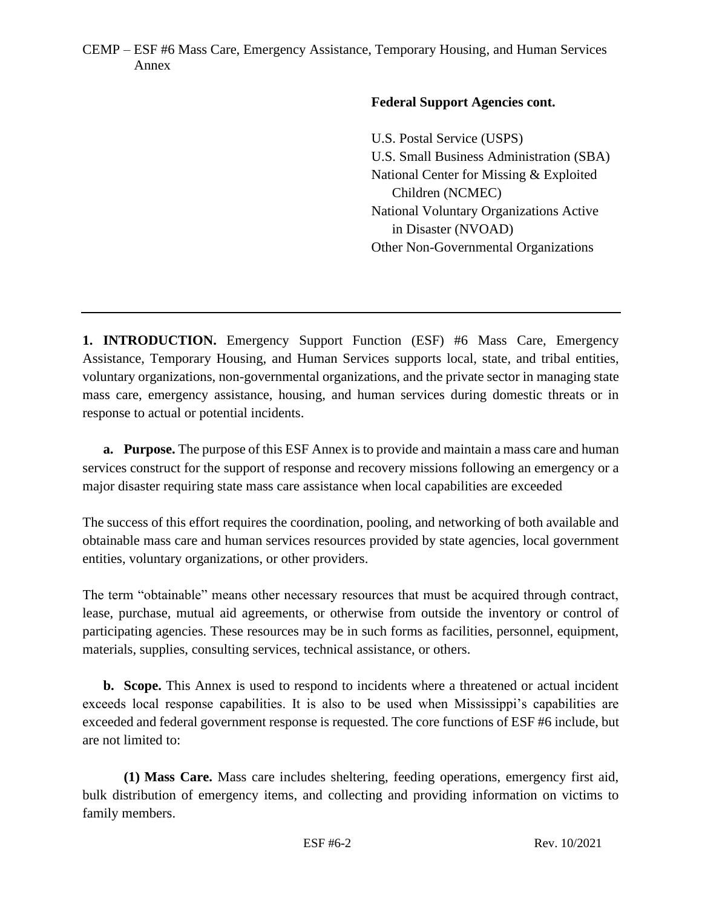**Federal Support Agencies cont.**

U.S. Postal Service (USPS)
U.S. Small Business Administration (SBA)
National Center for Missing & Exploited Children (NCMEC)
National Voluntary Organizations Active in Disaster (NVOAD)
Other Non-Governmental Organizations

---

**1. INTRODUCTION.** Emergency Support Function (ESF) #6 Mass Care, Emergency Assistance, Temporary Housing, and Human Services supports local, state, and tribal entities, voluntary organizations, non-governmental organizations, and the private sector in managing state mass care, emergency assistance, housing, and human services during domestic threats or in response to actual or potential incidents.

**a. Purpose.** The purpose of this ESF Annex is to provide and maintain a mass care and human services construct for the support of response and recovery missions following an emergency or a major disaster requiring state mass care assistance when local capabilities are exceeded

The success of this effort requires the coordination, pooling, and networking of both available and obtainable mass care and human services resources provided by state agencies, local government entities, voluntary organizations, or other providers.

The term "obtainable" means other necessary resources that must be acquired through contract, lease, purchase, mutual aid agreements, or otherwise from outside the inventory or control of participating agencies. These resources may be in such forms as facilities, personnel, equipment, materials, supplies, consulting services, technical assistance, or others.

**b. Scope.** This Annex is used to respond to incidents where a threatened or actual incident exceeds local response capabilities. It is also to be used when Mississippi's capabilities are exceeded and federal government response is requested. The core functions of ESF #6 include, but are not limited to:

**(1) Mass Care.** Mass care includes sheltering, feeding operations, emergency first aid, bulk distribution of emergency items, and collecting and providing information on victims to family members.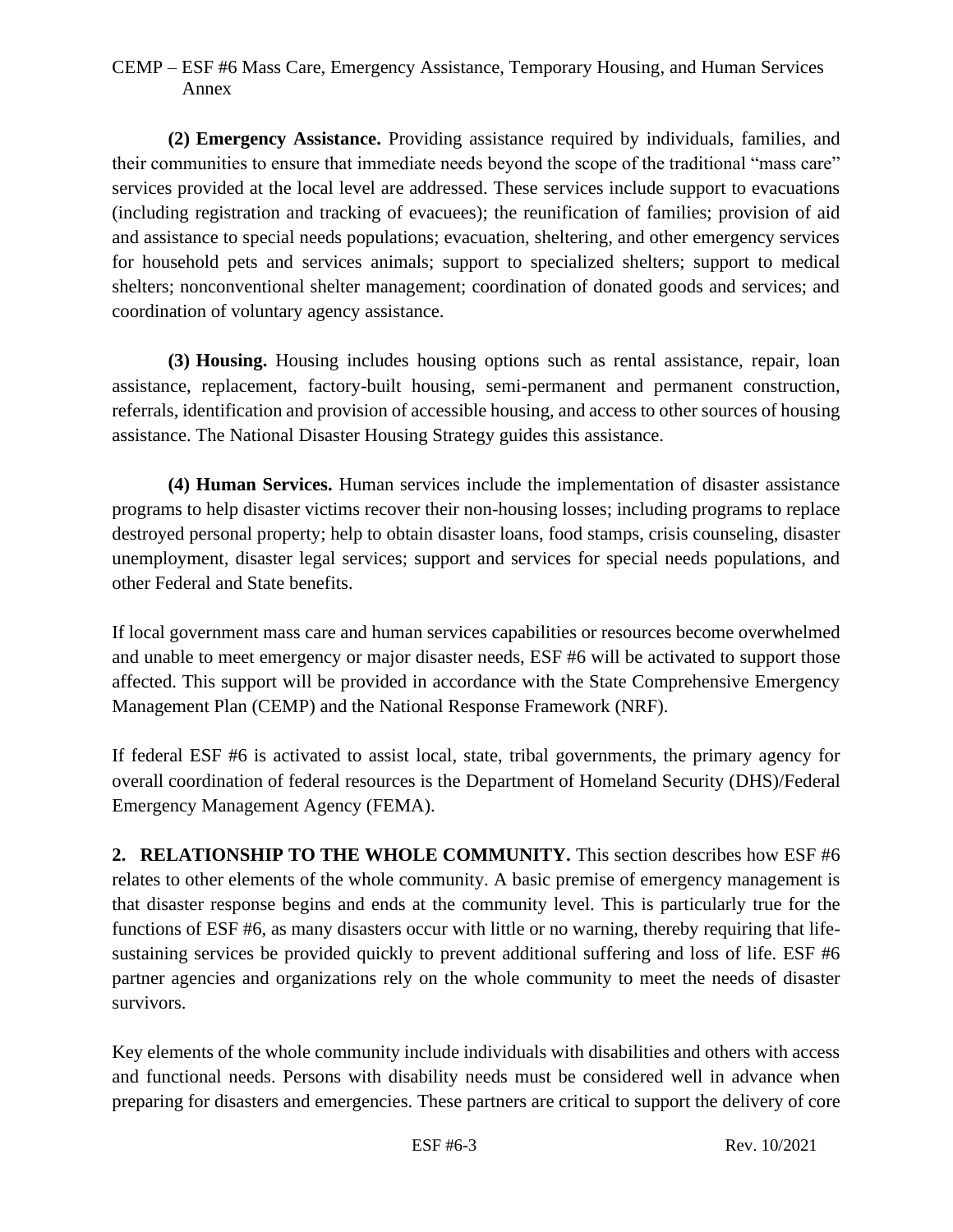**(2) Emergency Assistance.** Providing assistance required by individuals, families, and their communities to ensure that immediate needs beyond the scope of the traditional "mass care" services provided at the local level are addressed. These services include support to evacuations (including registration and tracking of evacuees); the reunification of families; provision of aid and assistance to special needs populations; evacuation, sheltering, and other emergency services for household pets and services animals; support to specialized shelters; support to medical shelters; nonconventional shelter management; coordination of donated goods and services; and coordination of voluntary agency assistance.

**(3) Housing.** Housing includes housing options such as rental assistance, repair, loan assistance, replacement, factory-built housing, semi-permanent and permanent construction, referrals, identification and provision of accessible housing, and access to other sources of housing assistance. The National Disaster Housing Strategy guides this assistance.

**(4) Human Services.** Human services include the implementation of disaster assistance programs to help disaster victims recover their non-housing losses; including programs to replace destroyed personal property; help to obtain disaster loans, food stamps, crisis counseling, disaster unemployment, disaster legal services; support and services for special needs populations, and other Federal and State benefits.

If local government mass care and human services capabilities or resources become overwhelmed and unable to meet emergency or major disaster needs, ESF #6 will be activated to support those affected. This support will be provided in accordance with the State Comprehensive Emergency Management Plan (CEMP) and the National Response Framework (NRF).

If federal ESF #6 is activated to assist local, state, tribal governments, the primary agency for overall coordination of federal resources is the Department of Homeland Security (DHS)/Federal Emergency Management Agency (FEMA).

**2. RELATIONSHIP TO THE WHOLE COMMUNITY.** This section describes how ESF #6 relates to other elements of the whole community. A basic premise of emergency management is that disaster response begins and ends at the community level. This is particularly true for the functions of ESF #6, as many disasters occur with little or no warning, thereby requiring that life-sustaining services be provided quickly to prevent additional suffering and loss of life. ESF #6 partner agencies and organizations rely on the whole community to meet the needs of disaster survivors.

Key elements of the whole community include individuals with disabilities and others with access and functional needs. Persons with disability needs must be considered well in advance when preparing for disasters and emergencies. These partners are critical to support the delivery of core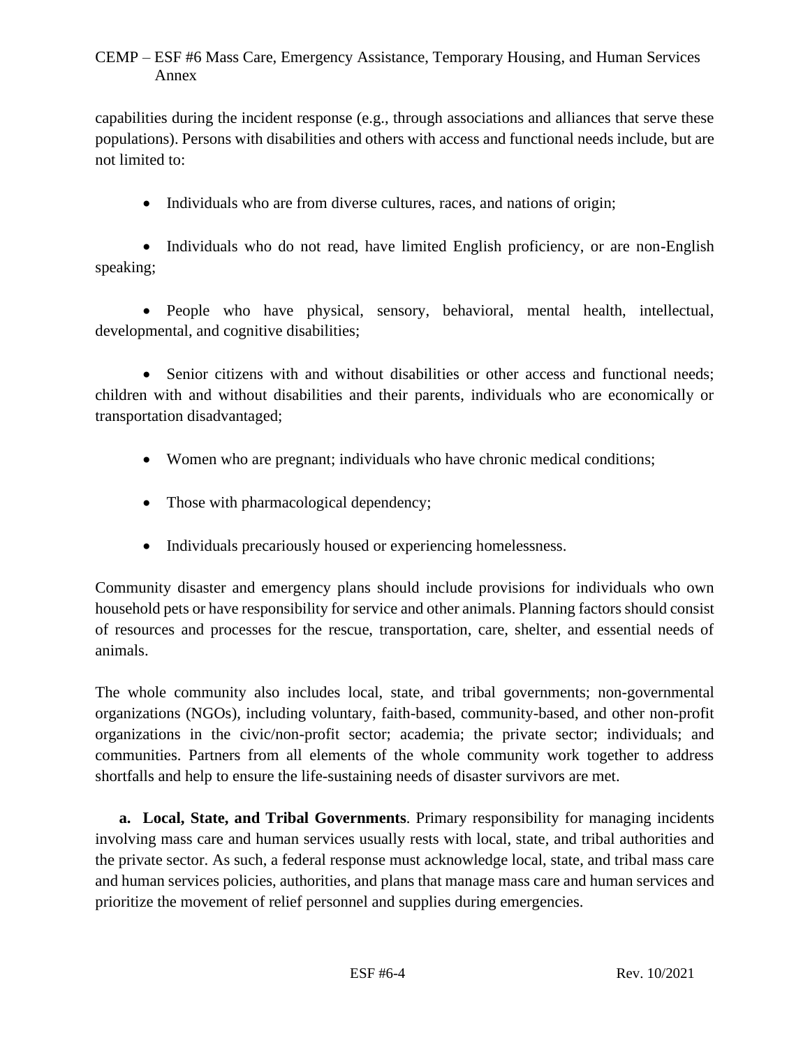capabilities during the incident response (e.g., through associations and alliances that serve these populations). Persons with disabilities and others with access and functional needs include, but are not limited to:

- Individuals who are from diverse cultures, races, and nations of origin;
- Individuals who do not read, have limited English proficiency, or are non-English speaking;
- People who have physical, sensory, behavioral, mental health, intellectual, developmental, and cognitive disabilities;
- Senior citizens with and without disabilities or other access and functional needs; children with and without disabilities and their parents, individuals who are economically or transportation disadvantaged;
- Women who are pregnant; individuals who have chronic medical conditions;
- Those with pharmacological dependency;
- Individuals precariously housed or experiencing homelessness.

Community disaster and emergency plans should include provisions for individuals who own household pets or have responsibility for service and other animals. Planning factors should consist of resources and processes for the rescue, transportation, care, shelter, and essential needs of animals.

The whole community also includes local, state, and tribal governments; non-governmental organizations (NGOs), including voluntary, faith-based, community-based, and other non-profit organizations in the civic/non-profit sector; academia; the private sector; individuals; and communities. Partners from all elements of the whole community work together to address shortfalls and help to ensure the life-sustaining needs of disaster survivors are met.

**a. Local, State, and Tribal Governments**. Primary responsibility for managing incidents involving mass care and human services usually rests with local, state, and tribal authorities and the private sector. As such, a federal response must acknowledge local, state, and tribal mass care and human services policies, authorities, and plans that manage mass care and human services and prioritize the movement of relief personnel and supplies during emergencies.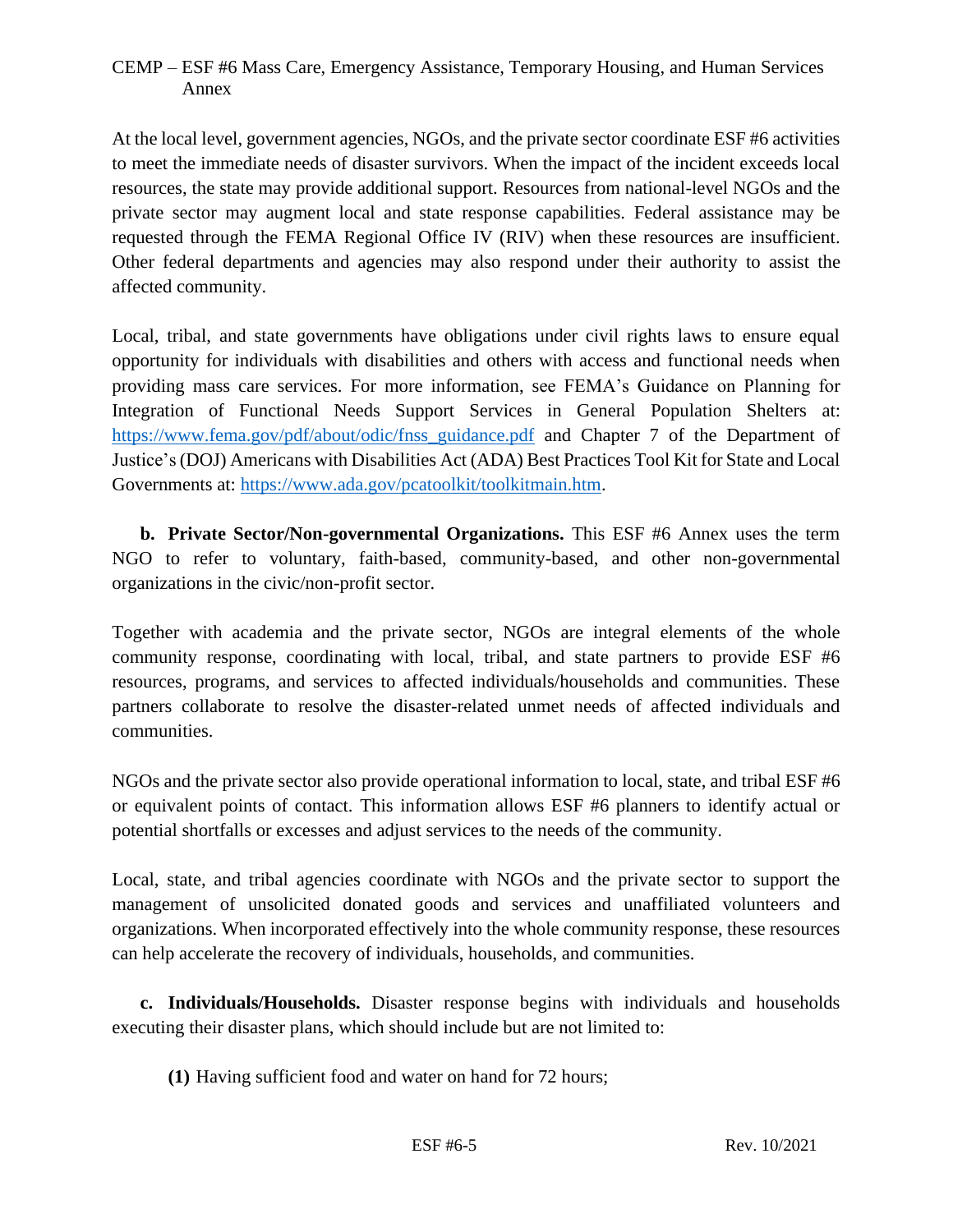At the local level, government agencies, NGOs, and the private sector coordinate ESF #6 activities to meet the immediate needs of disaster survivors. When the impact of the incident exceeds local resources, the state may provide additional support. Resources from national-level NGOs and the private sector may augment local and state response capabilities. Federal assistance may be requested through the FEMA Regional Office IV (RIV) when these resources are insufficient. Other federal departments and agencies may also respond under their authority to assist the affected community.

Local, tribal, and state governments have obligations under civil rights laws to ensure equal opportunity for individuals with disabilities and others with access and functional needs when providing mass care services. For more information, see FEMA's Guidance on Planning for Integration of Functional Needs Support Services in General Population Shelters at: https://www.fema.gov/pdf/about/odic/fnss_guidance.pdf and Chapter 7 of the Department of Justice's (DOJ) Americans with Disabilities Act (ADA) Best Practices Tool Kit for State and Local Governments at: https://www.ada.gov/pcatoolkit/toolkitmain.htm.

**b. Private Sector/Non-governmental Organizations.** This ESF #6 Annex uses the term NGO to refer to voluntary, faith-based, community-based, and other non-governmental organizations in the civic/non-profit sector.

Together with academia and the private sector, NGOs are integral elements of the whole community response, coordinating with local, tribal, and state partners to provide ESF #6 resources, programs, and services to affected individuals/households and communities. These partners collaborate to resolve the disaster-related unmet needs of affected individuals and communities.

NGOs and the private sector also provide operational information to local, state, and tribal ESF #6 or equivalent points of contact. This information allows ESF #6 planners to identify actual or potential shortfalls or excesses and adjust services to the needs of the community.

Local, state, and tribal agencies coordinate with NGOs and the private sector to support the management of unsolicited donated goods and services and unaffiliated volunteers and organizations. When incorporated effectively into the whole community response, these resources can help accelerate the recovery of individuals, households, and communities.

**c. Individuals/Households.** Disaster response begins with individuals and households executing their disaster plans, which should include but are not limited to:

**(1)** Having sufficient food and water on hand for 72 hours;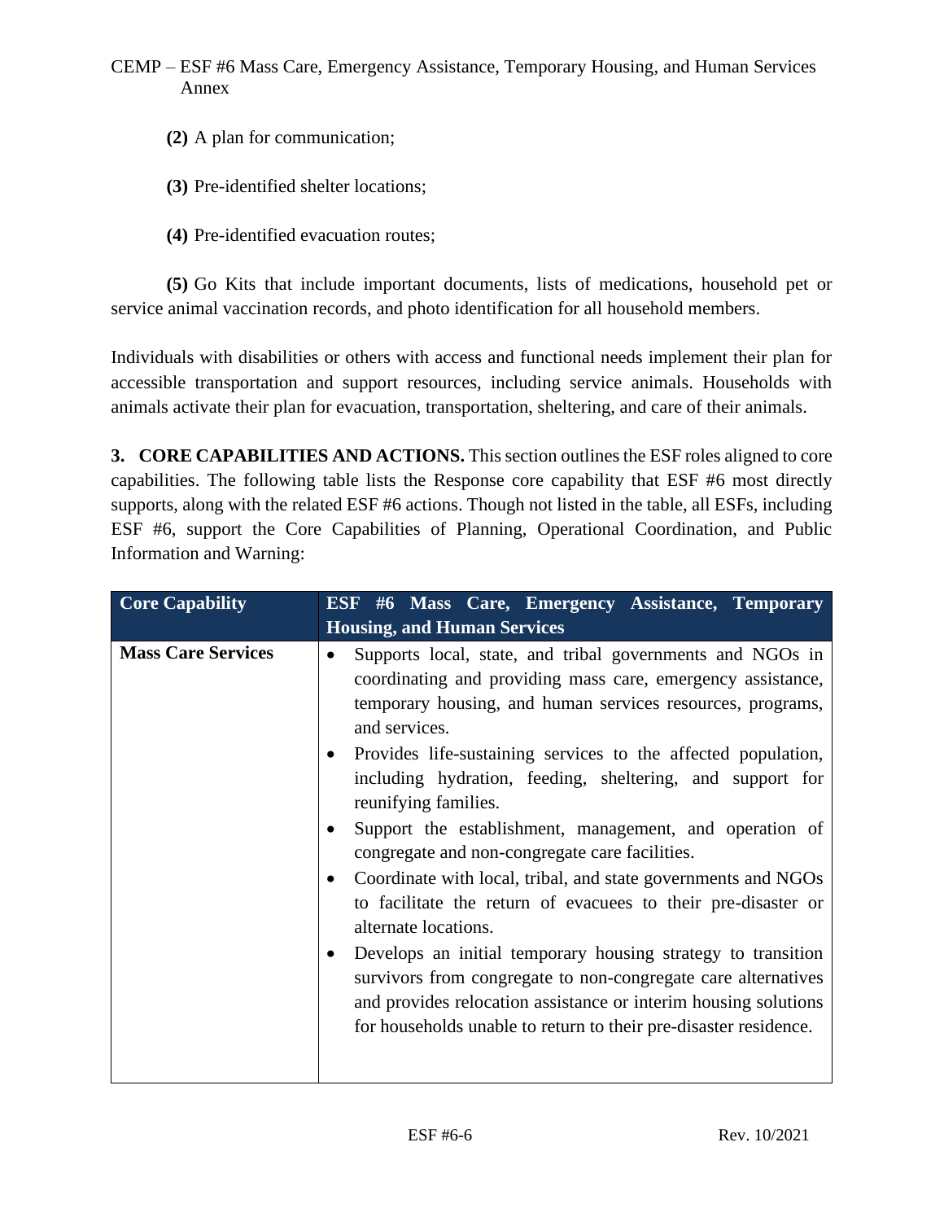**(2)** A plan for communication;

**(3)** Pre-identified shelter locations;

**(4)** Pre-identified evacuation routes;

**(5)** Go Kits that include important documents, lists of medications, household pet or service animal vaccination records, and photo identification for all household members.

Individuals with disabilities or others with access and functional needs implement their plan for accessible transportation and support resources, including service animals. Households with animals activate their plan for evacuation, transportation, sheltering, and care of their animals.

**3. CORE CAPABILITIES AND ACTIONS.** This section outlines the ESF roles aligned to core capabilities. The following table lists the Response core capability that ESF #6 most directly supports, along with the related ESF #6 actions. Though not listed in the table, all ESFs, including ESF #6, support the Core Capabilities of Planning, Operational Coordination, and Public Information and Warning:

| Core Capability | ESF #6 Mass Care, Emergency Assistance, Temporary Housing, and Human Services |
|---|---|
| **Mass Care Services** | • Supports local, state, and tribal governments and NGOs in coordinating and providing mass care, emergency assistance, temporary housing, and human services resources, programs, and services.<br>• Provides life-sustaining services to the affected population, including hydration, feeding, sheltering, and support for reunifying families.<br>• Support the establishment, management, and operation of congregate and non-congregate care facilities.<br>• Coordinate with local, tribal, and state governments and NGOs to facilitate the return of evacuees to their pre-disaster or alternate locations.<br>• Develops an initial temporary housing strategy to transition survivors from congregate to non-congregate care alternatives and provides relocation assistance or interim housing solutions for households unable to return to their pre-disaster residence. |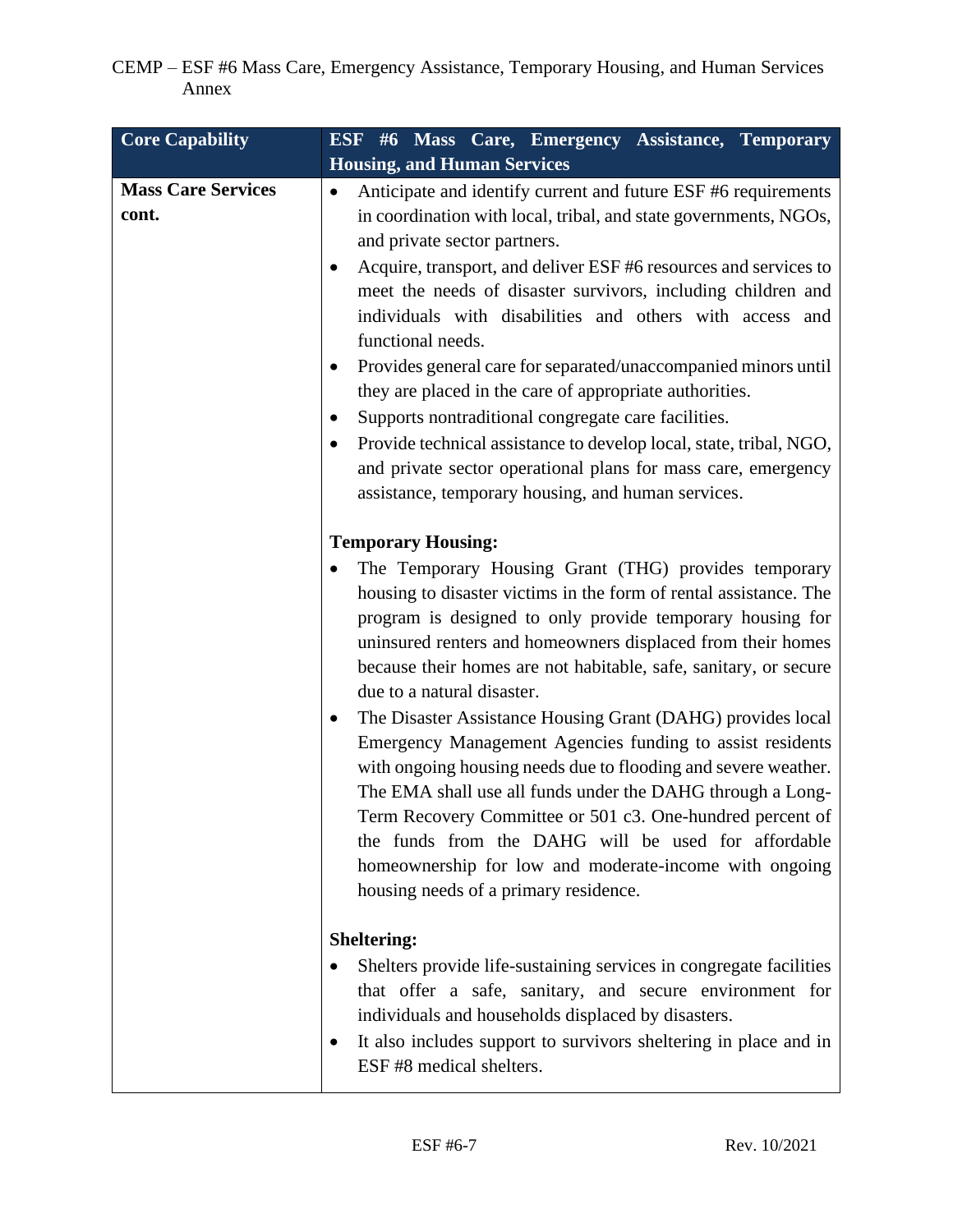| Core Capability | ESF #6 Mass Care, Emergency Assistance, Temporary Housing, and Human Services |
|---|---|
| **Mass Care Services cont.** | • Anticipate and identify current and future ESF #6 requirements in coordination with local, tribal, and state governments, NGOs, and private sector partners.<br>• Acquire, transport, and deliver ESF #6 resources and services to meet the needs of disaster survivors, including children and individuals with disabilities and others with access and functional needs.<br>• Provides general care for separated/unaccompanied minors until they are placed in the care of appropriate authorities.<br>• Supports nontraditional congregate care facilities.<br>• Provide technical assistance to develop local, state, tribal, NGO, and private sector operational plans for mass care, emergency assistance, temporary housing, and human services.<br><br>**Temporary Housing:**<br>• The Temporary Housing Grant (THG) provides temporary housing to disaster victims in the form of rental assistance. The program is designed to only provide temporary housing for uninsured renters and homeowners displaced from their homes because their homes are not habitable, safe, sanitary, or secure due to a natural disaster.<br>• The Disaster Assistance Housing Grant (DAHG) provides local Emergency Management Agencies funding to assist residents with ongoing housing needs due to flooding and severe weather. The EMA shall use all funds under the DAHG through a Long-Term Recovery Committee or 501 c3. One-hundred percent of the funds from the DAHG will be used for affordable homeownership for low and moderate-income with ongoing housing needs of a primary residence.<br><br>**Sheltering:**<br>• Shelters provide life-sustaining services in congregate facilities that offer a safe, sanitary, and secure environment for individuals and households displaced by disasters.<br>• It also includes support to survivors sheltering in place and in ESF #8 medical shelters. |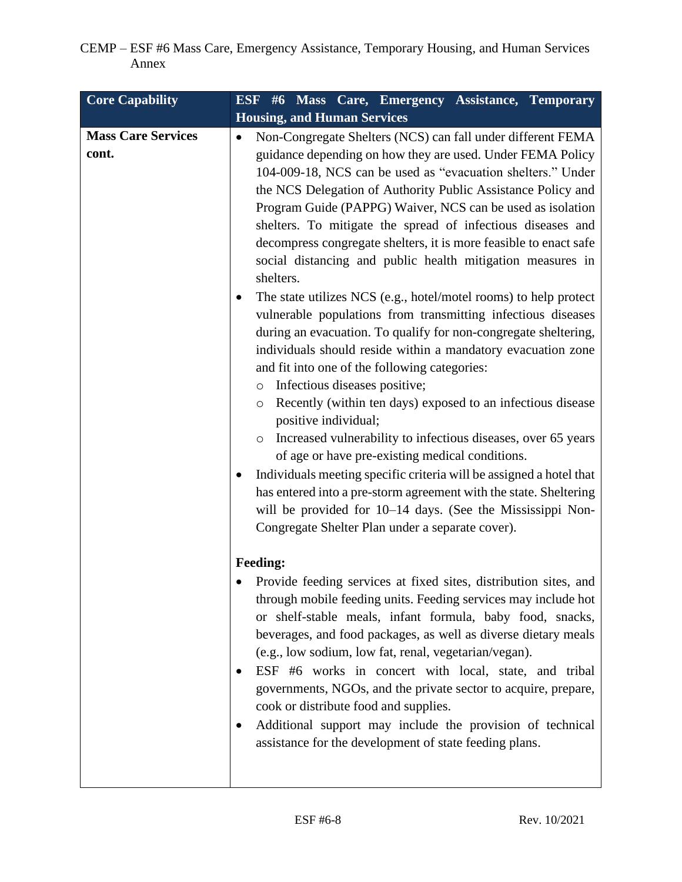| Core Capability | ESF #6 Mass Care, Emergency Assistance, Temporary Housing, and Human Services |
| --- | --- |
| **Mass Care Services cont.** | • Non-Congregate Shelters (NCS) can fall under different FEMA guidance depending on how they are used. Under FEMA Policy 104-009-18, NCS can be used as "evacuation shelters." Under the NCS Delegation of Authority Public Assistance Policy and Program Guide (PAPPG) Waiver, NCS can be used as isolation shelters. To mitigate the spread of infectious diseases and decompress congregate shelters, it is more feasible to enact safe social distancing and public health mitigation measures in shelters.<br>• The state utilizes NCS (e.g., hotel/motel rooms) to help protect vulnerable populations from transmitting infectious diseases during an evacuation. To qualify for non-congregate sheltering, individuals should reside within a mandatory evacuation zone and fit into one of the following categories:<br>&nbsp;&nbsp;&nbsp;&nbsp;○ Infectious diseases positive;<br>&nbsp;&nbsp;&nbsp;&nbsp;○ Recently (within ten days) exposed to an infectious disease positive individual;<br>&nbsp;&nbsp;&nbsp;&nbsp;○ Increased vulnerability to infectious diseases, over 65 years of age or have pre-existing medical conditions.<br>• Individuals meeting specific criteria will be assigned a hotel that has entered into a pre-storm agreement with the state. Sheltering will be provided for 10–14 days. (See the Mississippi Non-Congregate Shelter Plan under a separate cover).<br><br>**Feeding:**<br>• Provide feeding services at fixed sites, distribution sites, and through mobile feeding units. Feeding services may include hot or shelf-stable meals, infant formula, baby food, snacks, beverages, and food packages, as well as diverse dietary meals (e.g., low sodium, low fat, renal, vegetarian/vegan).<br>• ESF #6 works in concert with local, state, and tribal governments, NGOs, and the private sector to acquire, prepare, cook or distribute food and supplies.<br>• Additional support may include the provision of technical assistance for the development of state feeding plans. |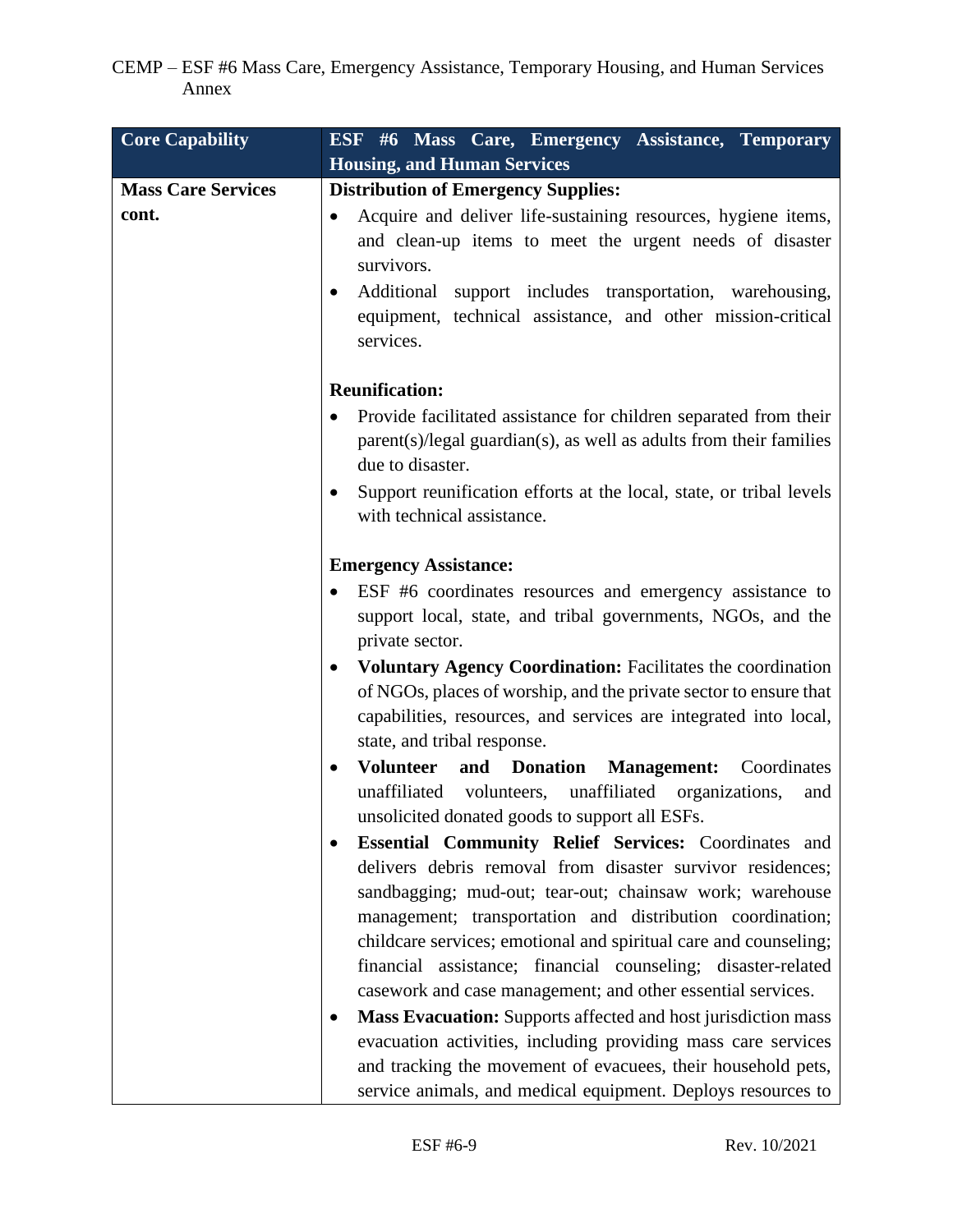| Core Capability | ESF #6 Mass Care, Emergency Assistance, Temporary Housing, and Human Services |
|---|---|
| **Mass Care Services cont.** | **Distribution of Emergency Supplies:**<br>• Acquire and deliver life-sustaining resources, hygiene items, and clean-up items to meet the urgent needs of disaster survivors.<br>• Additional support includes transportation, warehousing, equipment, technical assistance, and other mission-critical services.<br><br>**Reunification:**<br>• Provide facilitated assistance for children separated from their parent(s)/legal guardian(s), as well as adults from their families due to disaster.<br>• Support reunification efforts at the local, state, or tribal levels with technical assistance.<br><br>**Emergency Assistance:**<br>• ESF #6 coordinates resources and emergency assistance to support local, state, and tribal governments, NGOs, and the private sector.<br>• **Voluntary Agency Coordination:** Facilitates the coordination of NGOs, places of worship, and the private sector to ensure that capabilities, resources, and services are integrated into local, state, and tribal response.<br>• **Volunteer and Donation Management:** Coordinates unaffiliated volunteers, unaffiliated organizations, and unsolicited donated goods to support all ESFs.<br>• **Essential Community Relief Services:** Coordinates and delivers debris removal from disaster survivor residences; sandbagging; mud-out; tear-out; chainsaw work; warehouse management; transportation and distribution coordination; childcare services; emotional and spiritual care and counseling; financial assistance; financial counseling; disaster-related casework and case management; and other essential services.<br>• **Mass Evacuation:** Supports affected and host jurisdiction mass evacuation activities, including providing mass care services and tracking the movement of evacuees, their household pets, service animals, and medical equipment. Deploys resources to |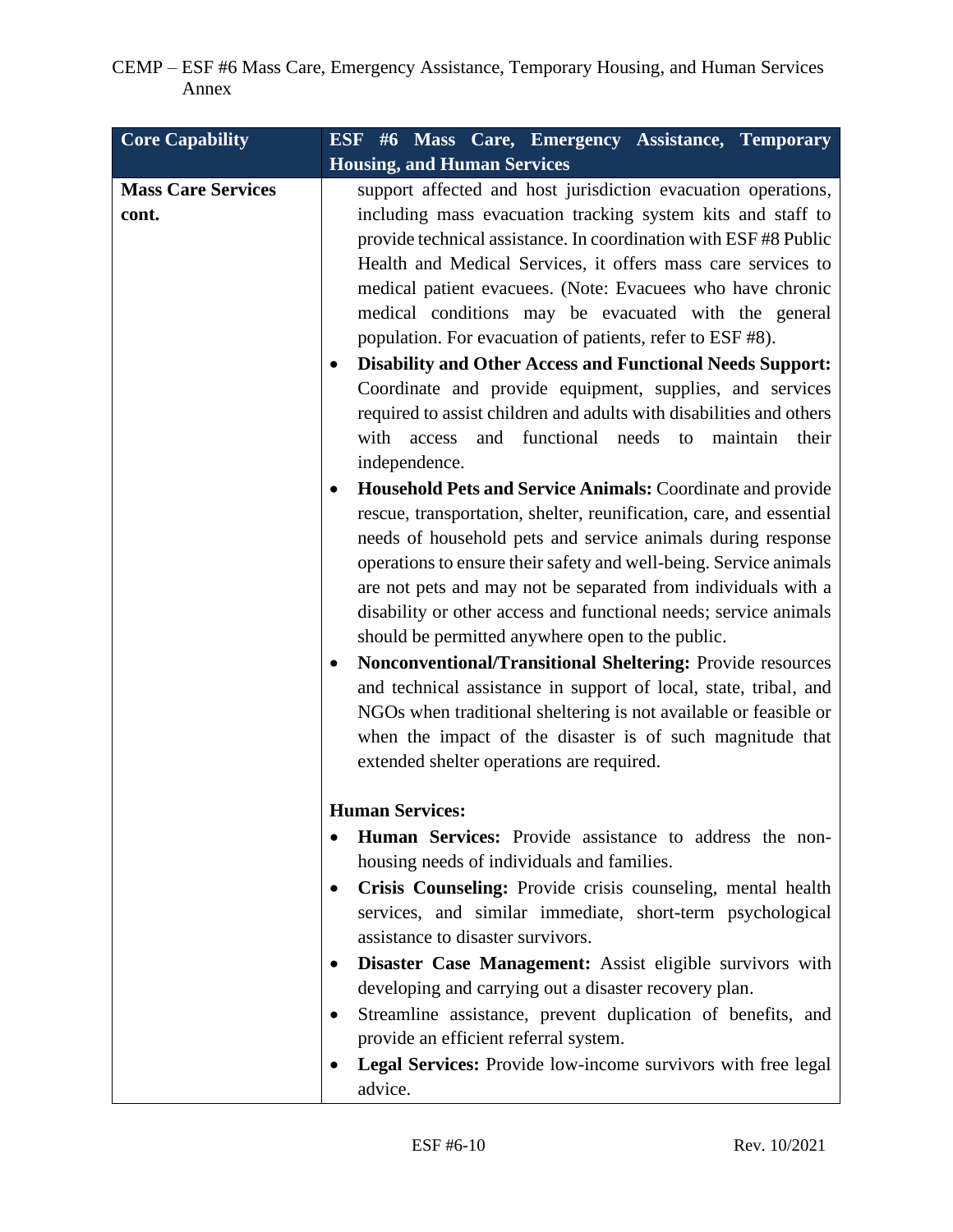| Core Capability | ESF #6 Mass Care, Emergency Assistance, Temporary Housing, and Human Services |
| --- | --- |
| **Mass Care Services cont.** | support affected and host jurisdiction evacuation operations, including mass evacuation tracking system kits and staff to provide technical assistance. In coordination with ESF #8 Public Health and Medical Services, it offers mass care services to medical patient evacuees. (Note: Evacuees who have chronic medical conditions may be evacuated with the general population. For evacuation of patients, refer to ESF #8).<br>• **Disability and Other Access and Functional Needs Support:** Coordinate and provide equipment, supplies, and services required to assist children and adults with disabilities and others with access and functional needs to maintain their independence.<br>• **Household Pets and Service Animals:** Coordinate and provide rescue, transportation, shelter, reunification, care, and essential needs of household pets and service animals during response operations to ensure their safety and well-being. Service animals are not pets and may not be separated from individuals with a disability or other access and functional needs; service animals should be permitted anywhere open to the public.<br>• **Nonconventional/Transitional Sheltering:** Provide resources and technical assistance in support of local, state, tribal, and NGOs when traditional sheltering is not available or feasible or when the impact of the disaster is of such magnitude that extended shelter operations are required.<br><br>**Human Services:**<br>• **Human Services:** Provide assistance to address the non-housing needs of individuals and families.<br>• **Crisis Counseling:** Provide crisis counseling, mental health services, and similar immediate, short-term psychological assistance to disaster survivors.<br>• **Disaster Case Management:** Assist eligible survivors with developing and carrying out a disaster recovery plan.<br>• Streamline assistance, prevent duplication of benefits, and provide an efficient referral system.<br>• **Legal Services:** Provide low-income survivors with free legal advice. |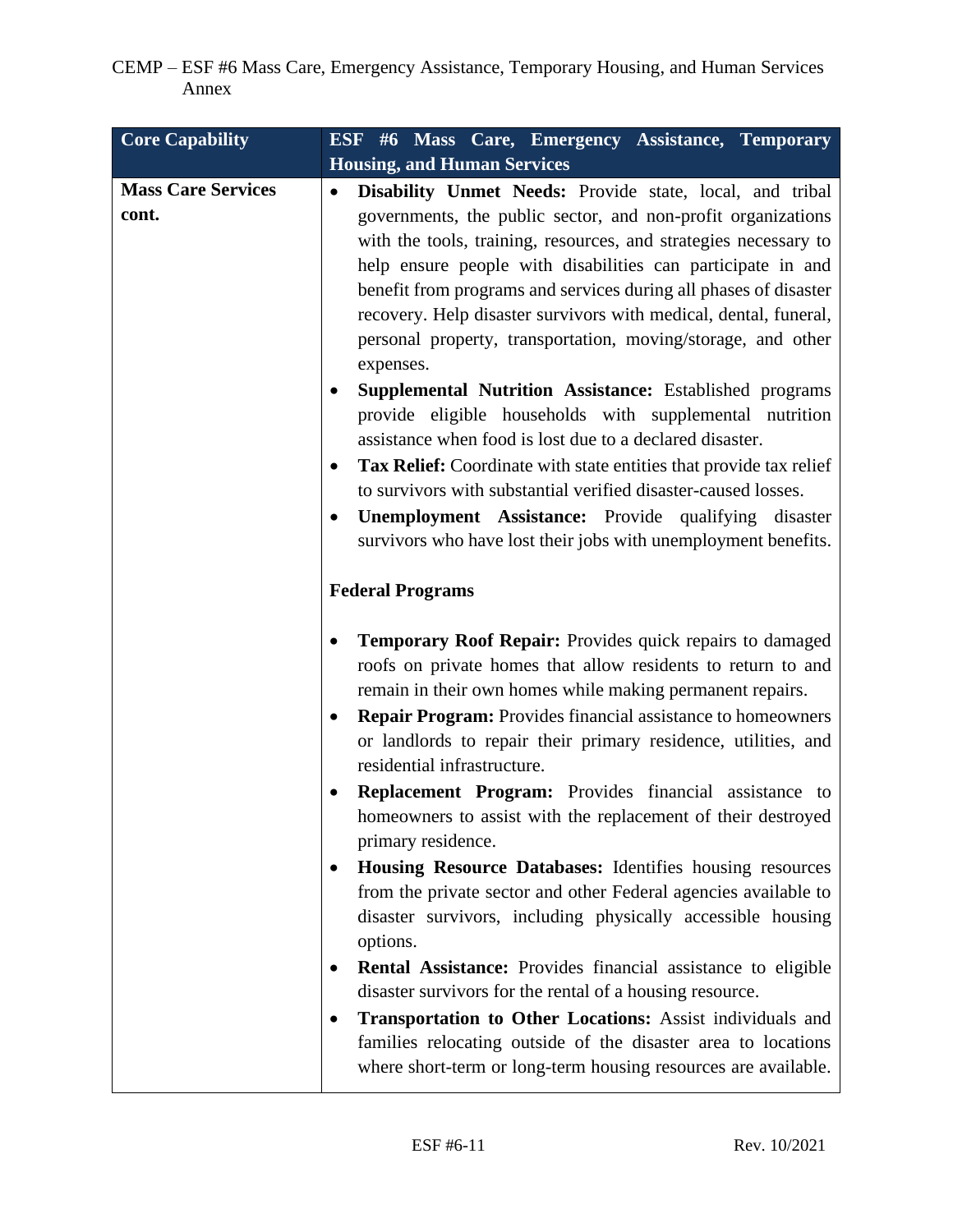| Core Capability | ESF #6 Mass Care, Emergency Assistance, Temporary Housing, and Human Services |
|---|---|
| **Mass Care Services cont.** | • **Disability Unmet Needs:** Provide state, local, and tribal governments, the public sector, and non-profit organizations with the tools, training, resources, and strategies necessary to help ensure people with disabilities can participate in and benefit from programs and services during all phases of disaster recovery. Help disaster survivors with medical, dental, funeral, personal property, transportation, moving/storage, and other expenses.<br>• **Supplemental Nutrition Assistance:** Established programs provide eligible households with supplemental nutrition assistance when food is lost due to a declared disaster.<br>• **Tax Relief:** Coordinate with state entities that provide tax relief to survivors with substantial verified disaster-caused losses.<br>• **Unemployment Assistance:** Provide qualifying disaster survivors who have lost their jobs with unemployment benefits.<br><br>**Federal Programs**<br><br>• **Temporary Roof Repair:** Provides quick repairs to damaged roofs on private homes that allow residents to return to and remain in their own homes while making permanent repairs.<br>• **Repair Program:** Provides financial assistance to homeowners or landlords to repair their primary residence, utilities, and residential infrastructure.<br>• **Replacement Program:** Provides financial assistance to homeowners to assist with the replacement of their destroyed primary residence.<br>• **Housing Resource Databases:** Identifies housing resources from the private sector and other Federal agencies available to disaster survivors, including physically accessible housing options.<br>• **Rental Assistance:** Provides financial assistance to eligible disaster survivors for the rental of a housing resource.<br>• **Transportation to Other Locations:** Assist individuals and families relocating outside of the disaster area to locations where short-term or long-term housing resources are available. |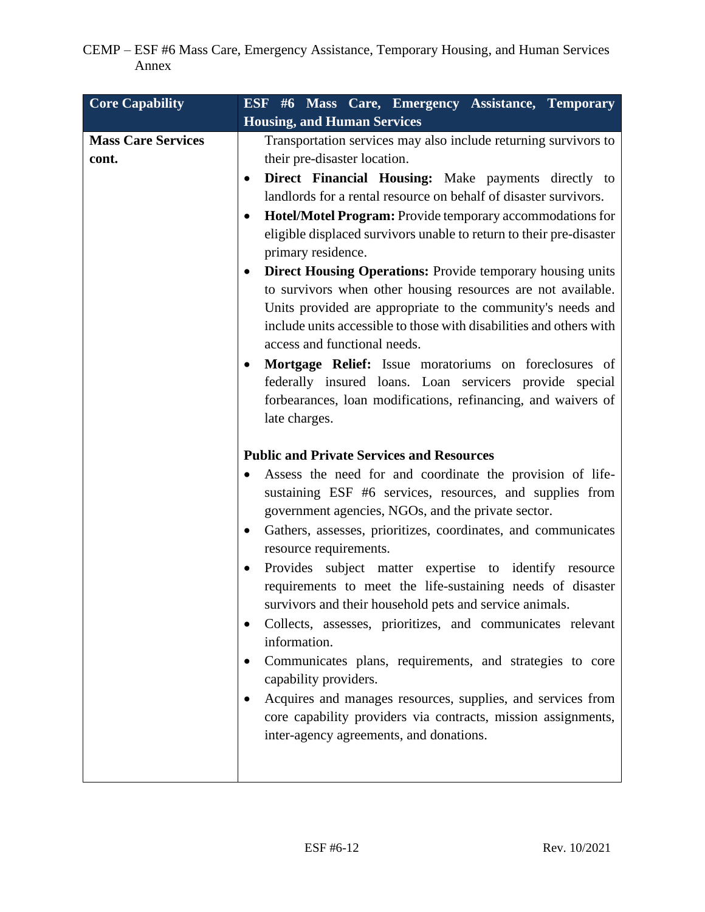| Core Capability | ESF #6 Mass Care, Emergency Assistance, Temporary Housing, and Human Services |
|---|---|
| **Mass Care Services cont.** | Transportation services may also include returning survivors to their pre-disaster location.<br>• **Direct Financial Housing:** Make payments directly to landlords for a rental resource on behalf of disaster survivors.<br>• **Hotel/Motel Program:** Provide temporary accommodations for eligible displaced survivors unable to return to their pre-disaster primary residence.<br>• **Direct Housing Operations:** Provide temporary housing units to survivors when other housing resources are not available. Units provided are appropriate to the community's needs and include units accessible to those with disabilities and others with access and functional needs.<br>• **Mortgage Relief:** Issue moratoriums on foreclosures of federally insured loans. Loan servicers provide special forbearances, loan modifications, refinancing, and waivers of late charges.<br><br>**Public and Private Services and Resources**<br>• Assess the need for and coordinate the provision of life-sustaining ESF #6 services, resources, and supplies from government agencies, NGOs, and the private sector.<br>• Gathers, assesses, prioritizes, coordinates, and communicates resource requirements.<br>• Provides subject matter expertise to identify resource requirements to meet the life-sustaining needs of disaster survivors and their household pets and service animals.<br>• Collects, assesses, prioritizes, and communicates relevant information.<br>• Communicates plans, requirements, and strategies to core capability providers.<br>• Acquires and manages resources, supplies, and services from core capability providers via contracts, mission assignments, inter-agency agreements, and donations. |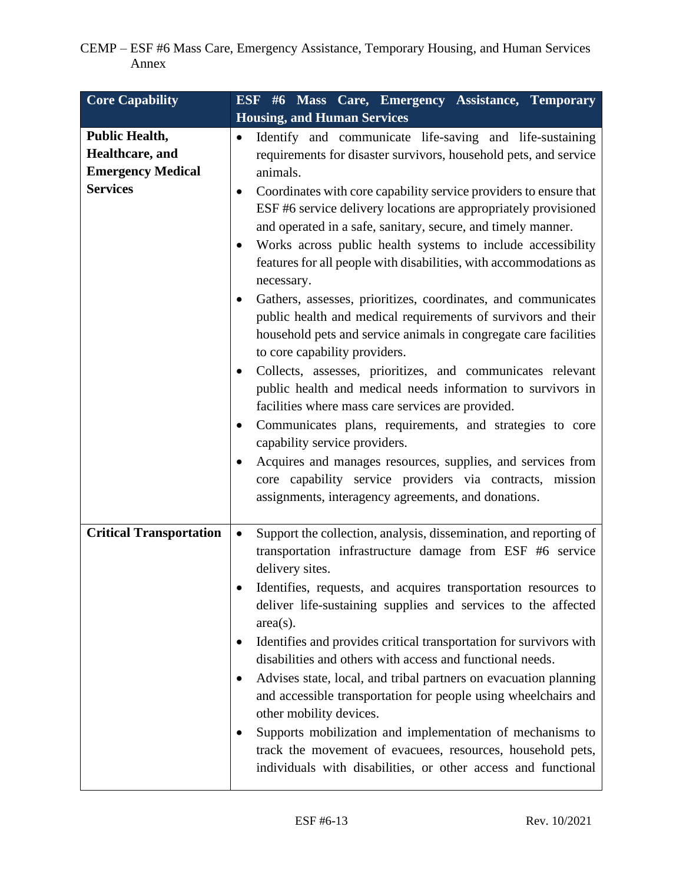| Core Capability | ESF #6 Mass Care, Emergency Assistance, Temporary Housing, and Human Services |
|---|---|
| **Public Health, Healthcare, and Emergency Medical Services** | • Identify and communicate life-saving and life-sustaining requirements for disaster survivors, household pets, and service animals.<br>• Coordinates with core capability service providers to ensure that ESF #6 service delivery locations are appropriately provisioned and operated in a safe, sanitary, secure, and timely manner.<br>• Works across public health systems to include accessibility features for all people with disabilities, with accommodations as necessary.<br>• Gathers, assesses, prioritizes, coordinates, and communicates public health and medical requirements of survivors and their household pets and service animals in congregate care facilities to core capability providers.<br>• Collects, assesses, prioritizes, and communicates relevant public health and medical needs information to survivors in facilities where mass care services are provided.<br>• Communicates plans, requirements, and strategies to core capability service providers.<br>• Acquires and manages resources, supplies, and services from core capability service providers via contracts, mission assignments, interagency agreements, and donations. |
| **Critical Transportation** | • Support the collection, analysis, dissemination, and reporting of transportation infrastructure damage from ESF #6 service delivery sites.<br>• Identifies, requests, and acquires transportation resources to deliver life-sustaining supplies and services to the affected area(s).<br>• Identifies and provides critical transportation for survivors with disabilities and others with access and functional needs.<br>• Advises state, local, and tribal partners on evacuation planning and accessible transportation for people using wheelchairs and other mobility devices.<br>• Supports mobilization and implementation of mechanisms to track the movement of evacuees, resources, household pets, individuals with disabilities, or other access and functional |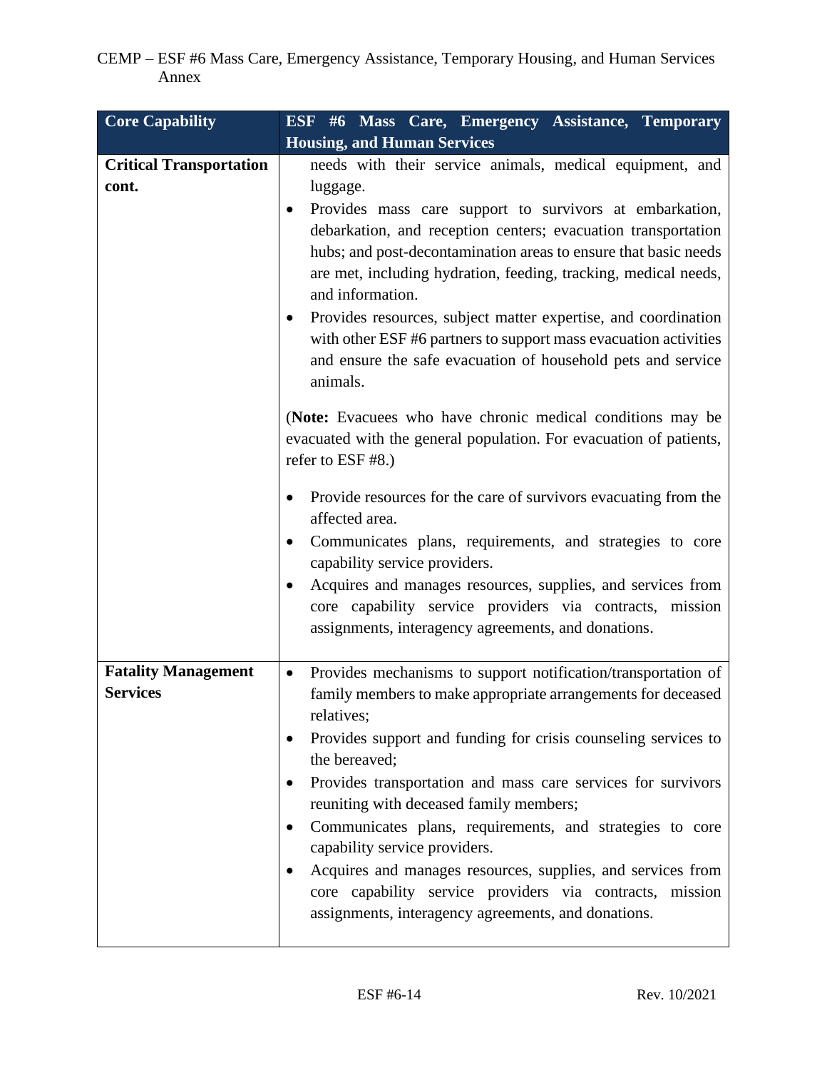| Core Capability | ESF #6 Mass Care, Emergency Assistance, Temporary Housing, and Human Services |
|---|---|
| **Critical Transportation cont.** | needs with their service animals, medical equipment, and luggage.<br>• Provides mass care support to survivors at embarkation, debarkation, and reception centers; evacuation transportation hubs; and post-decontamination areas to ensure that basic needs are met, including hydration, feeding, tracking, medical needs, and information.<br>• Provides resources, subject matter expertise, and coordination with other ESF #6 partners to support mass evacuation activities and ensure the safe evacuation of household pets and service animals.<br><br>(**Note:** Evacuees who have chronic medical conditions may be evacuated with the general population. For evacuation of patients, refer to ESF #8.)<br><br>• Provide resources for the care of survivors evacuating from the affected area.<br>• Communicates plans, requirements, and strategies to core capability service providers.<br>• Acquires and manages resources, supplies, and services from core capability service providers via contracts, mission assignments, interagency agreements, and donations. |
| **Fatality Management Services** | • Provides mechanisms to support notification/transportation of family members to make appropriate arrangements for deceased relatives;<br>• Provides support and funding for crisis counseling services to the bereaved;<br>• Provides transportation and mass care services for survivors reuniting with deceased family members;<br>• Communicates plans, requirements, and strategies to core capability service providers.<br>• Acquires and manages resources, supplies, and services from core capability service providers via contracts, mission assignments, interagency agreements, and donations. |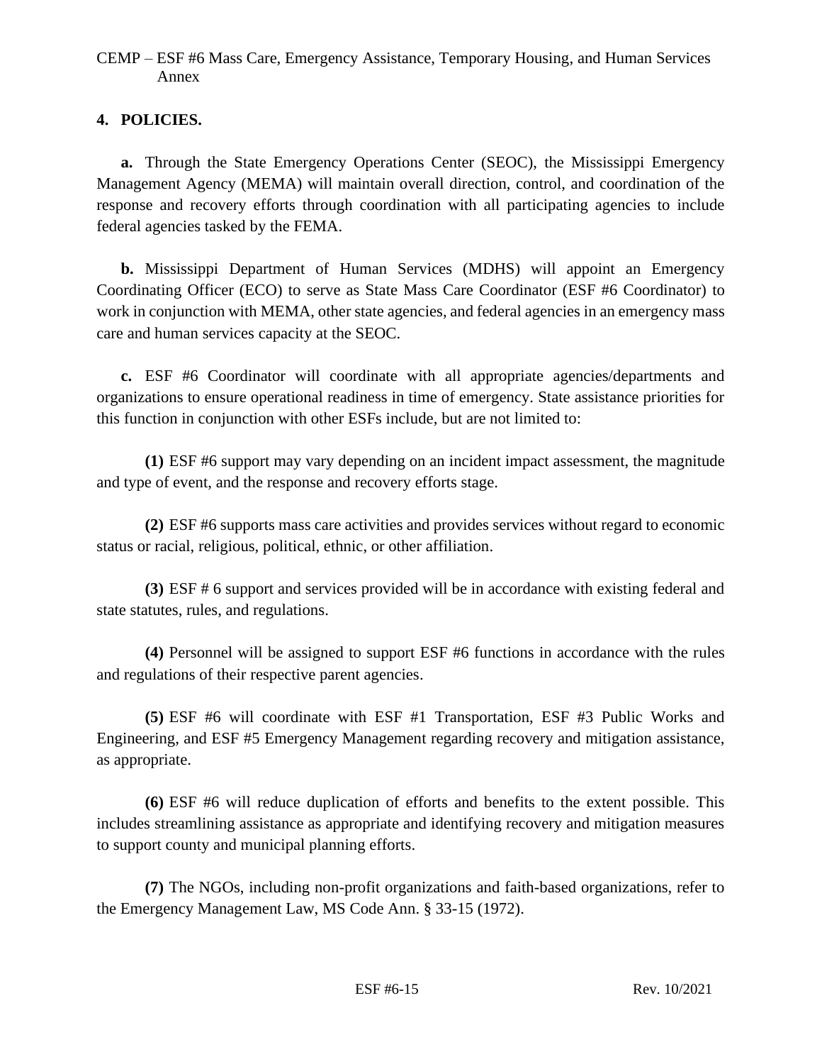## 4. POLICIES.

**a.** Through the State Emergency Operations Center (SEOC), the Mississippi Emergency Management Agency (MEMA) will maintain overall direction, control, and coordination of the response and recovery efforts through coordination with all participating agencies to include federal agencies tasked by the FEMA.

**b.** Mississippi Department of Human Services (MDHS) will appoint an Emergency Coordinating Officer (ECO) to serve as State Mass Care Coordinator (ESF #6 Coordinator) to work in conjunction with MEMA, other state agencies, and federal agencies in an emergency mass care and human services capacity at the SEOC.

**c.** ESF #6 Coordinator will coordinate with all appropriate agencies/departments and organizations to ensure operational readiness in time of emergency. State assistance priorities for this function in conjunction with other ESFs include, but are not limited to:

**(1)** ESF #6 support may vary depending on an incident impact assessment, the magnitude and type of event, and the response and recovery efforts stage.

**(2)** ESF #6 supports mass care activities and provides services without regard to economic status or racial, religious, political, ethnic, or other affiliation.

**(3)** ESF # 6 support and services provided will be in accordance with existing federal and state statutes, rules, and regulations.

**(4)** Personnel will be assigned to support ESF #6 functions in accordance with the rules and regulations of their respective parent agencies.

**(5)** ESF #6 will coordinate with ESF #1 Transportation, ESF #3 Public Works and Engineering, and ESF #5 Emergency Management regarding recovery and mitigation assistance, as appropriate.

**(6)** ESF #6 will reduce duplication of efforts and benefits to the extent possible. This includes streamlining assistance as appropriate and identifying recovery and mitigation measures to support county and municipal planning efforts.

**(7)** The NGOs, including non-profit organizations and faith-based organizations, refer to the Emergency Management Law, MS Code Ann. § 33-15 (1972).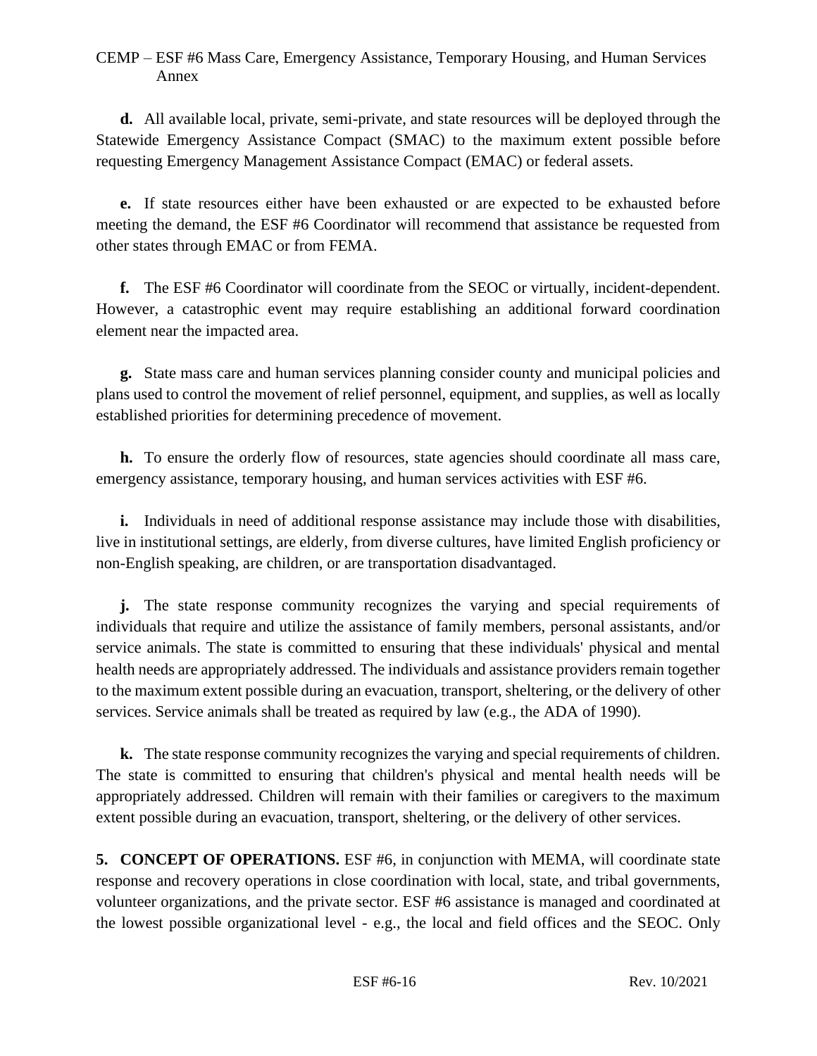**d.** All available local, private, semi-private, and state resources will be deployed through the Statewide Emergency Assistance Compact (SMAC) to the maximum extent possible before requesting Emergency Management Assistance Compact (EMAC) or federal assets.

**e.** If state resources either have been exhausted or are expected to be exhausted before meeting the demand, the ESF #6 Coordinator will recommend that assistance be requested from other states through EMAC or from FEMA.

**f.** The ESF #6 Coordinator will coordinate from the SEOC or virtually, incident-dependent. However, a catastrophic event may require establishing an additional forward coordination element near the impacted area.

**g.** State mass care and human services planning consider county and municipal policies and plans used to control the movement of relief personnel, equipment, and supplies, as well as locally established priorities for determining precedence of movement.

**h.** To ensure the orderly flow of resources, state agencies should coordinate all mass care, emergency assistance, temporary housing, and human services activities with ESF #6.

**i.** Individuals in need of additional response assistance may include those with disabilities, live in institutional settings, are elderly, from diverse cultures, have limited English proficiency or non-English speaking, are children, or are transportation disadvantaged.

**j.** The state response community recognizes the varying and special requirements of individuals that require and utilize the assistance of family members, personal assistants, and/or service animals. The state is committed to ensuring that these individuals' physical and mental health needs are appropriately addressed. The individuals and assistance providers remain together to the maximum extent possible during an evacuation, transport, sheltering, or the delivery of other services. Service animals shall be treated as required by law (e.g., the ADA of 1990).

**k.** The state response community recognizes the varying and special requirements of children. The state is committed to ensuring that children's physical and mental health needs will be appropriately addressed. Children will remain with their families or caregivers to the maximum extent possible during an evacuation, transport, sheltering, or the delivery of other services.

**5. CONCEPT OF OPERATIONS.** ESF #6, in conjunction with MEMA, will coordinate state response and recovery operations in close coordination with local, state, and tribal governments, volunteer organizations, and the private sector. ESF #6 assistance is managed and coordinated at the lowest possible organizational level - e.g., the local and field offices and the SEOC. Only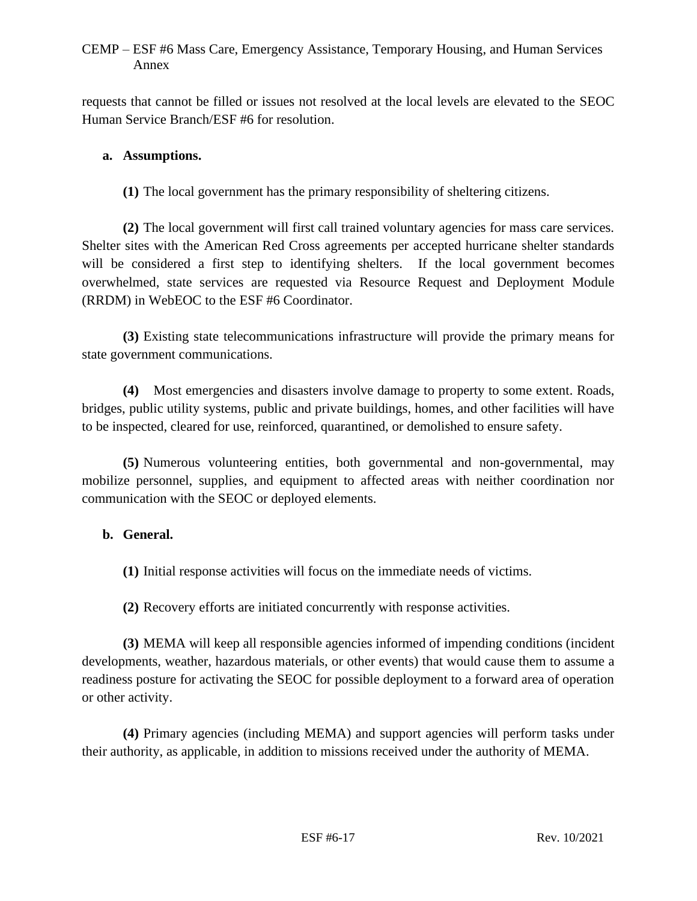requests that cannot be filled or issues not resolved at the local levels are elevated to the SEOC Human Service Branch/ESF #6 for resolution.

**a. Assumptions.**

**(1)** The local government has the primary responsibility of sheltering citizens.

**(2)** The local government will first call trained voluntary agencies for mass care services. Shelter sites with the American Red Cross agreements per accepted hurricane shelter standards will be considered a first step to identifying shelters. If the local government becomes overwhelmed, state services are requested via Resource Request and Deployment Module (RRDM) in WebEOC to the ESF #6 Coordinator.

**(3)** Existing state telecommunications infrastructure will provide the primary means for state government communications.

**(4)** Most emergencies and disasters involve damage to property to some extent. Roads, bridges, public utility systems, public and private buildings, homes, and other facilities will have to be inspected, cleared for use, reinforced, quarantined, or demolished to ensure safety.

**(5)** Numerous volunteering entities, both governmental and non-governmental, may mobilize personnel, supplies, and equipment to affected areas with neither coordination nor communication with the SEOC or deployed elements.

**b. General.**

**(1)** Initial response activities will focus on the immediate needs of victims.

**(2)** Recovery efforts are initiated concurrently with response activities.

**(3)** MEMA will keep all responsible agencies informed of impending conditions (incident developments, weather, hazardous materials, or other events) that would cause them to assume a readiness posture for activating the SEOC for possible deployment to a forward area of operation or other activity.

**(4)** Primary agencies (including MEMA) and support agencies will perform tasks under their authority, as applicable, in addition to missions received under the authority of MEMA.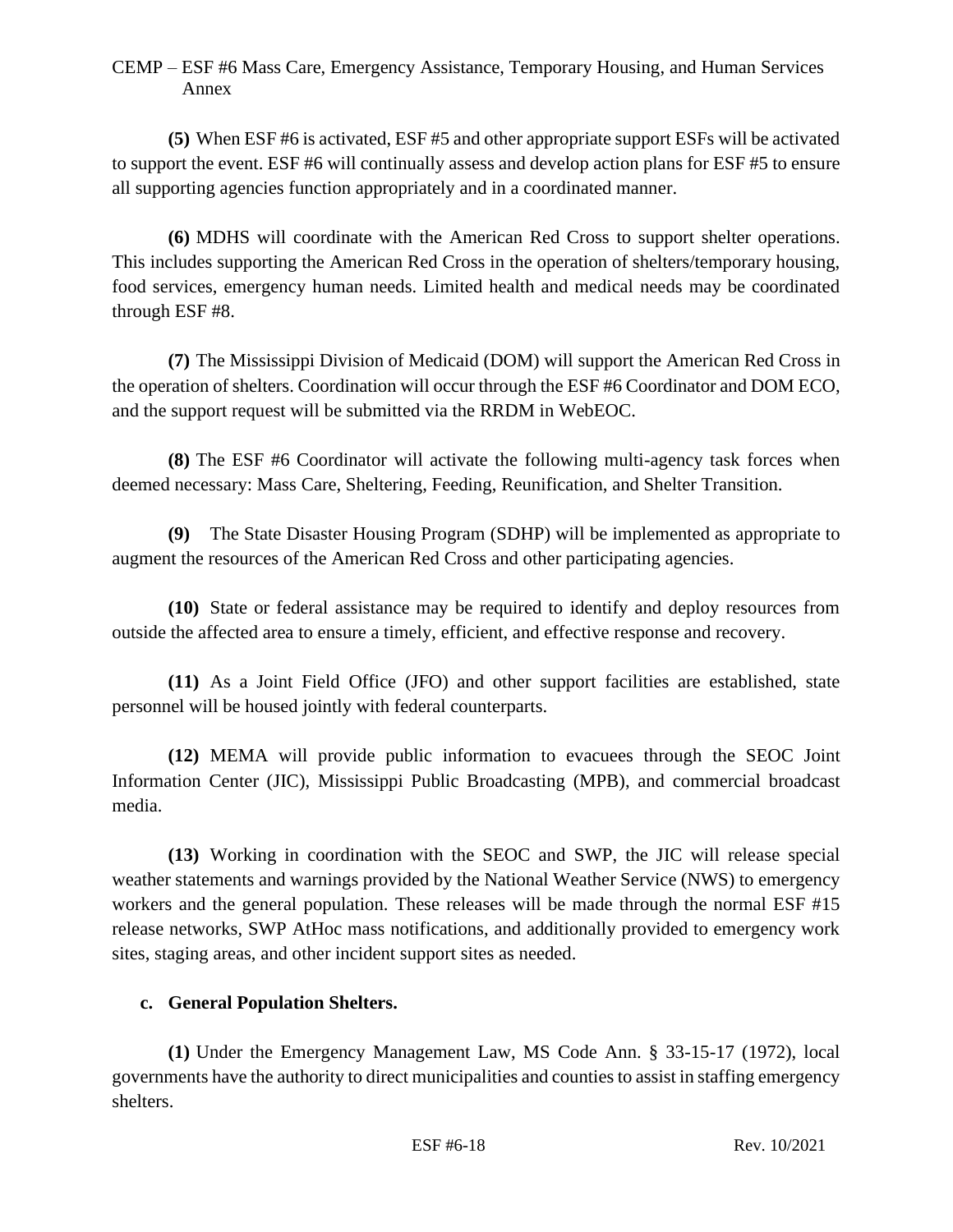**(5)** When ESF #6 is activated, ESF #5 and other appropriate support ESFs will be activated to support the event. ESF #6 will continually assess and develop action plans for ESF #5 to ensure all supporting agencies function appropriately and in a coordinated manner.

**(6)** MDHS will coordinate with the American Red Cross to support shelter operations. This includes supporting the American Red Cross in the operation of shelters/temporary housing, food services, emergency human needs. Limited health and medical needs may be coordinated through ESF #8.

**(7)** The Mississippi Division of Medicaid (DOM) will support the American Red Cross in the operation of shelters. Coordination will occur through the ESF #6 Coordinator and DOM ECO, and the support request will be submitted via the RRDM in WebEOC.

**(8)** The ESF #6 Coordinator will activate the following multi-agency task forces when deemed necessary: Mass Care, Sheltering, Feeding, Reunification, and Shelter Transition.

**(9)** The State Disaster Housing Program (SDHP) will be implemented as appropriate to augment the resources of the American Red Cross and other participating agencies.

**(10)** State or federal assistance may be required to identify and deploy resources from outside the affected area to ensure a timely, efficient, and effective response and recovery.

**(11)** As a Joint Field Office (JFO) and other support facilities are established, state personnel will be housed jointly with federal counterparts.

**(12)** MEMA will provide public information to evacuees through the SEOC Joint Information Center (JIC), Mississippi Public Broadcasting (MPB), and commercial broadcast media.

**(13)** Working in coordination with the SEOC and SWP, the JIC will release special weather statements and warnings provided by the National Weather Service (NWS) to emergency workers and the general population. These releases will be made through the normal ESF #15 release networks, SWP AtHoc mass notifications, and additionally provided to emergency work sites, staging areas, and other incident support sites as needed.

**c. General Population Shelters.**

**(1)** Under the Emergency Management Law, MS Code Ann. § 33-15-17 (1972), local governments have the authority to direct municipalities and counties to assist in staffing emergency shelters.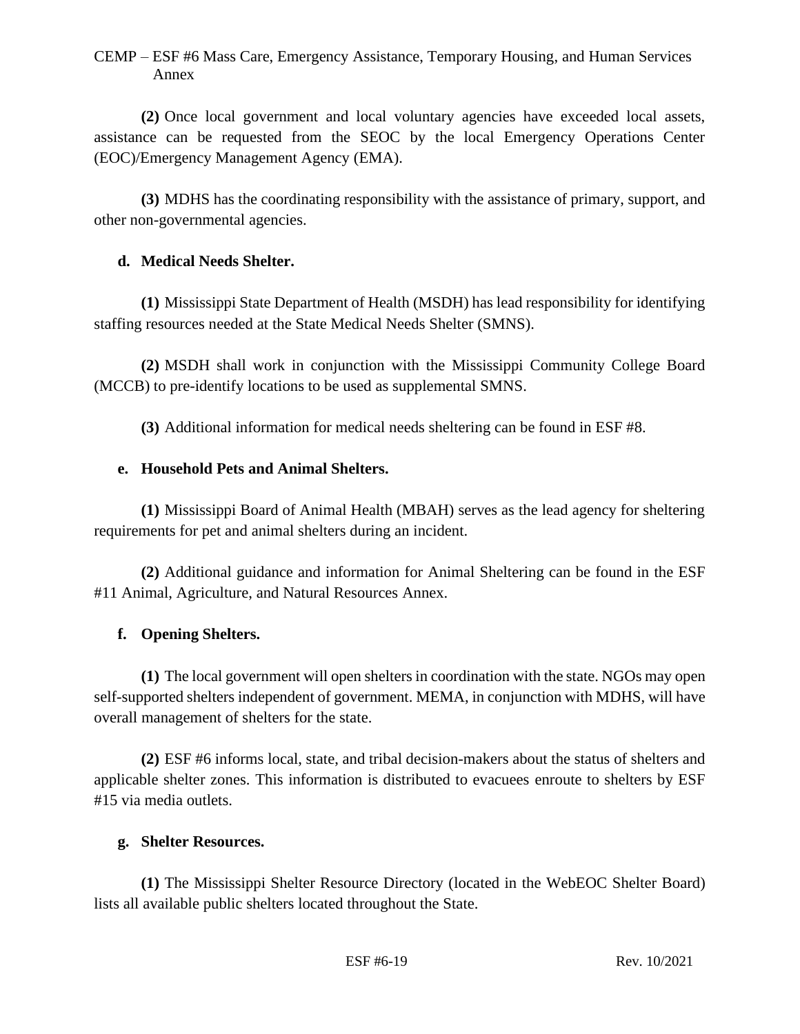**(2)** Once local government and local voluntary agencies have exceeded local assets, assistance can be requested from the SEOC by the local Emergency Operations Center (EOC)/Emergency Management Agency (EMA).

**(3)** MDHS has the coordinating responsibility with the assistance of primary, support, and other non-governmental agencies.

**d. Medical Needs Shelter.**

**(1)** Mississippi State Department of Health (MSDH) has lead responsibility for identifying staffing resources needed at the State Medical Needs Shelter (SMNS).

**(2)** MSDH shall work in conjunction with the Mississippi Community College Board (MCCB) to pre-identify locations to be used as supplemental SMNS.

**(3)** Additional information for medical needs sheltering can be found in ESF #8.

**e. Household Pets and Animal Shelters.**

**(1)** Mississippi Board of Animal Health (MBAH) serves as the lead agency for sheltering requirements for pet and animal shelters during an incident.

**(2)** Additional guidance and information for Animal Sheltering can be found in the ESF #11 Animal, Agriculture, and Natural Resources Annex.

**f. Opening Shelters.**

**(1)** The local government will open shelters in coordination with the state. NGOs may open self-supported shelters independent of government. MEMA, in conjunction with MDHS, will have overall management of shelters for the state.

**(2)** ESF #6 informs local, state, and tribal decision-makers about the status of shelters and applicable shelter zones. This information is distributed to evacuees enroute to shelters by ESF #15 via media outlets.

**g. Shelter Resources.**

**(1)** The Mississippi Shelter Resource Directory (located in the WebEOC Shelter Board) lists all available public shelters located throughout the State.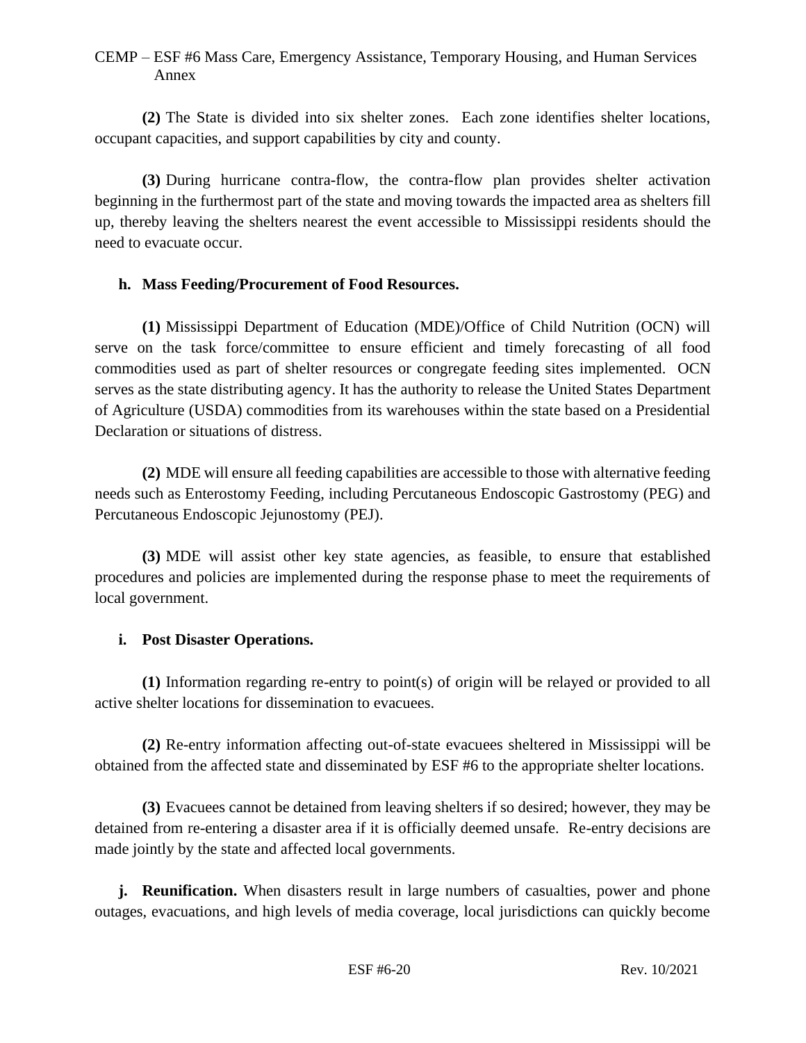**(2)** The State is divided into six shelter zones. Each zone identifies shelter locations, occupant capacities, and support capabilities by city and county.

**(3)** During hurricane contra-flow, the contra-flow plan provides shelter activation beginning in the furthermost part of the state and moving towards the impacted area as shelters fill up, thereby leaving the shelters nearest the event accessible to Mississippi residents should the need to evacuate occur.

**h. Mass Feeding/Procurement of Food Resources.**

**(1)** Mississippi Department of Education (MDE)/Office of Child Nutrition (OCN) will serve on the task force/committee to ensure efficient and timely forecasting of all food commodities used as part of shelter resources or congregate feeding sites implemented. OCN serves as the state distributing agency. It has the authority to release the United States Department of Agriculture (USDA) commodities from its warehouses within the state based on a Presidential Declaration or situations of distress.

**(2)** MDE will ensure all feeding capabilities are accessible to those with alternative feeding needs such as Enterostomy Feeding, including Percutaneous Endoscopic Gastrostomy (PEG) and Percutaneous Endoscopic Jejunostomy (PEJ).

**(3)** MDE will assist other key state agencies, as feasible, to ensure that established procedures and policies are implemented during the response phase to meet the requirements of local government.

**i. Post Disaster Operations.**

**(1)** Information regarding re-entry to point(s) of origin will be relayed or provided to all active shelter locations for dissemination to evacuees.

**(2)** Re-entry information affecting out-of-state evacuees sheltered in Mississippi will be obtained from the affected state and disseminated by ESF #6 to the appropriate shelter locations.

**(3)** Evacuees cannot be detained from leaving shelters if so desired; however, they may be detained from re-entering a disaster area if it is officially deemed unsafe. Re-entry decisions are made jointly by the state and affected local governments.

**j. Reunification.** When disasters result in large numbers of casualties, power and phone outages, evacuations, and high levels of media coverage, local jurisdictions can quickly become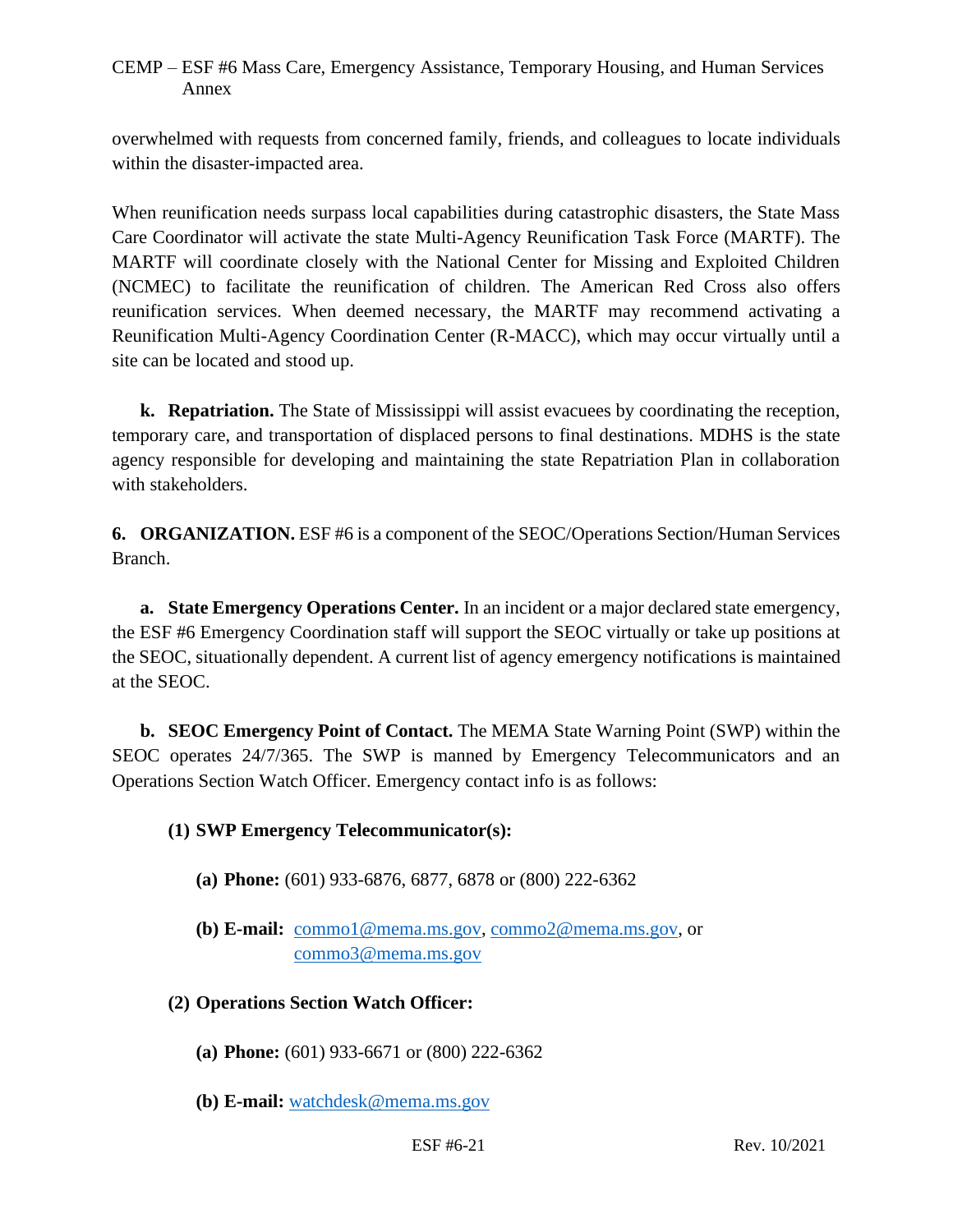overwhelmed with requests from concerned family, friends, and colleagues to locate individuals within the disaster-impacted area.

When reunification needs surpass local capabilities during catastrophic disasters, the State Mass Care Coordinator will activate the state Multi-Agency Reunification Task Force (MARTF). The MARTF will coordinate closely with the National Center for Missing and Exploited Children (NCMEC) to facilitate the reunification of children. The American Red Cross also offers reunification services. When deemed necessary, the MARTF may recommend activating a Reunification Multi-Agency Coordination Center (R-MACC), which may occur virtually until a site can be located and stood up.

**k. Repatriation.** The State of Mississippi will assist evacuees by coordinating the reception, temporary care, and transportation of displaced persons to final destinations. MDHS is the state agency responsible for developing and maintaining the state Repatriation Plan in collaboration with stakeholders.

**6. ORGANIZATION.** ESF #6 is a component of the SEOC/Operations Section/Human Services Branch.

**a. State Emergency Operations Center.** In an incident or a major declared state emergency, the ESF #6 Emergency Coordination staff will support the SEOC virtually or take up positions at the SEOC, situationally dependent. A current list of agency emergency notifications is maintained at the SEOC.

**b. SEOC Emergency Point of Contact.** The MEMA State Warning Point (SWP) within the SEOC operates 24/7/365. The SWP is manned by Emergency Telecommunicators and an Operations Section Watch Officer. Emergency contact info is as follows:

**(1) SWP Emergency Telecommunicator(s):**

**(a) Phone:** (601) 933-6876, 6877, 6878 or (800) 222-6362

**(b) E-mail:** commo1@mema.ms.gov, commo2@mema.ms.gov, or commo3@mema.ms.gov

**(2) Operations Section Watch Officer:**

**(a) Phone:** (601) 933-6671 or (800) 222-6362

**(b) E-mail:** watchdesk@mema.ms.gov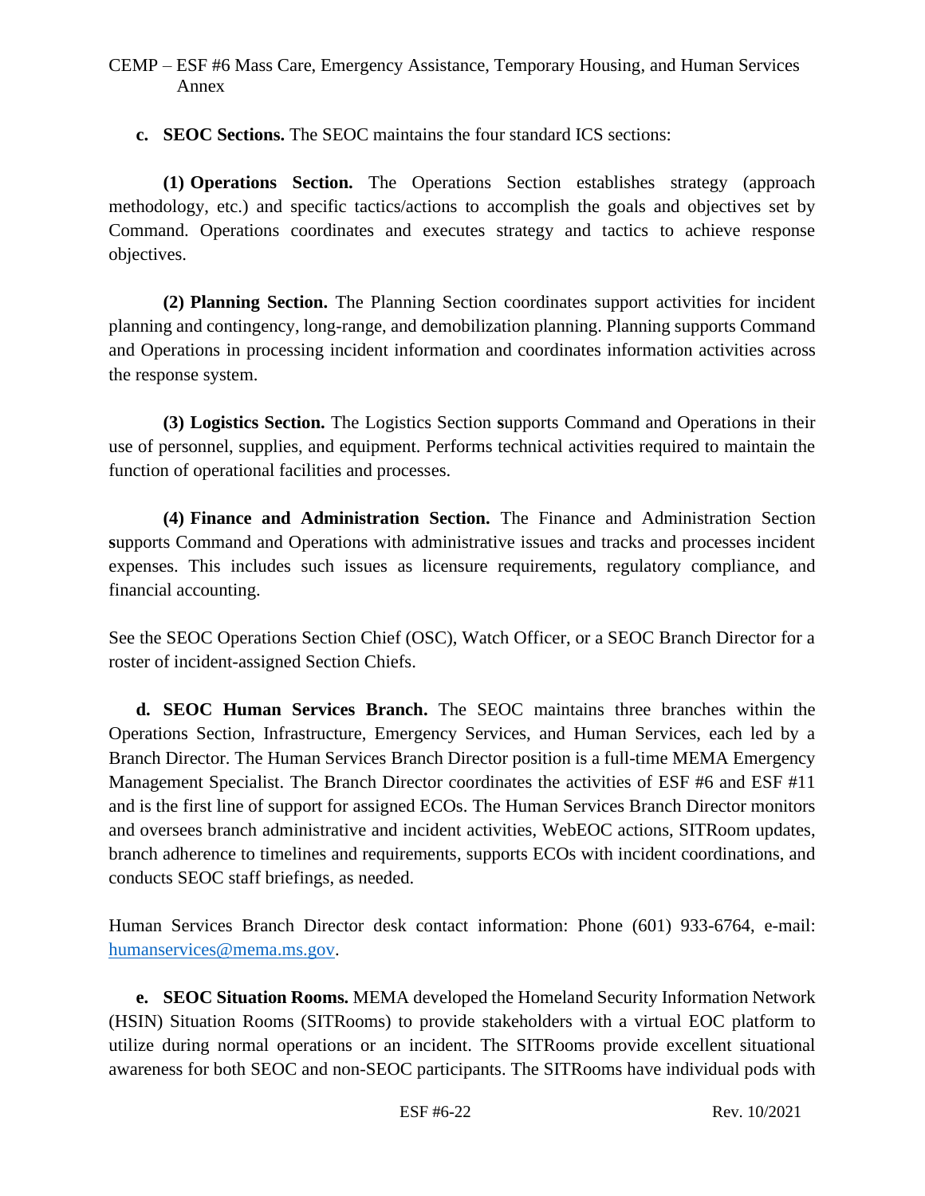**c. SEOC Sections.** The SEOC maintains the four standard ICS sections:

**(1) Operations Section.** The Operations Section establishes strategy (approach methodology, etc.) and specific tactics/actions to accomplish the goals and objectives set by Command. Operations coordinates and executes strategy and tactics to achieve response objectives.

**(2) Planning Section.** The Planning Section coordinates support activities for incident planning and contingency, long-range, and demobilization planning. Planning supports Command and Operations in processing incident information and coordinates information activities across the response system.

**(3) Logistics Section.** The Logistics Section supports Command and Operations in their use of personnel, supplies, and equipment. Performs technical activities required to maintain the function of operational facilities and processes.

**(4) Finance and Administration Section.** The Finance and Administration Section supports Command and Operations with administrative issues and tracks and processes incident expenses. This includes such issues as licensure requirements, regulatory compliance, and financial accounting.

See the SEOC Operations Section Chief (OSC), Watch Officer, or a SEOC Branch Director for a roster of incident-assigned Section Chiefs.

**d. SEOC Human Services Branch.** The SEOC maintains three branches within the Operations Section, Infrastructure, Emergency Services, and Human Services, each led by a Branch Director. The Human Services Branch Director position is a full-time MEMA Emergency Management Specialist. The Branch Director coordinates the activities of ESF #6 and ESF #11 and is the first line of support for assigned ECOs. The Human Services Branch Director monitors and oversees branch administrative and incident activities, WebEOC actions, SITRoom updates, branch adherence to timelines and requirements, supports ECOs with incident coordinations, and conducts SEOC staff briefings, as needed.

Human Services Branch Director desk contact information: Phone (601) 933-6764, e-mail: humanservices@mema.ms.gov.

**e. SEOC Situation Rooms.** MEMA developed the Homeland Security Information Network (HSIN) Situation Rooms (SITRooms) to provide stakeholders with a virtual EOC platform to utilize during normal operations or an incident. The SITRooms provide excellent situational awareness for both SEOC and non-SEOC participants. The SITRooms have individual pods with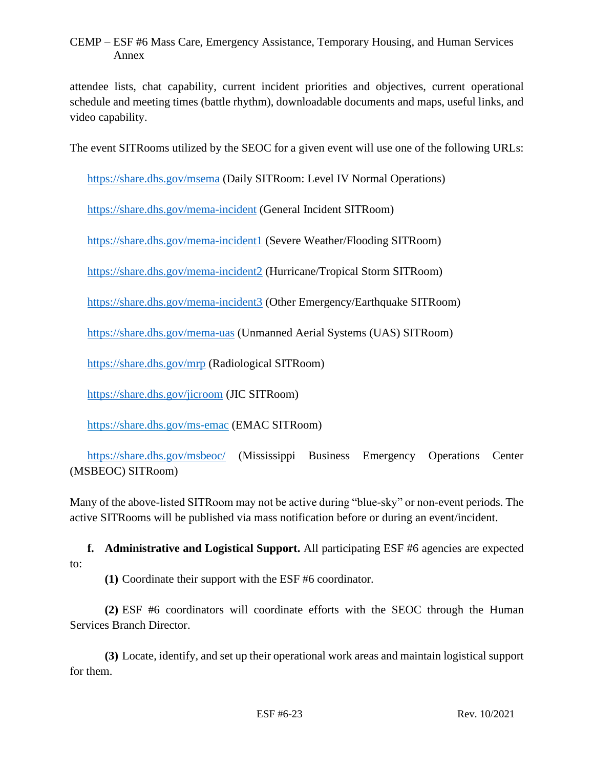attendee lists, chat capability, current incident priorities and objectives, current operational schedule and meeting times (battle rhythm), downloadable documents and maps, useful links, and video capability.

The event SITRooms utilized by the SEOC for a given event will use one of the following URLs:

https://share.dhs.gov/msema (Daily SITRoom: Level IV Normal Operations)

https://share.dhs.gov/mema-incident (General Incident SITRoom)

https://share.dhs.gov/mema-incident1 (Severe Weather/Flooding SITRoom)

https://share.dhs.gov/mema-incident2 (Hurricane/Tropical Storm SITRoom)

https://share.dhs.gov/mema-incident3 (Other Emergency/Earthquake SITRoom)

https://share.dhs.gov/mema-uas (Unmanned Aerial Systems (UAS) SITRoom)

https://share.dhs.gov/mrp (Radiological SITRoom)

https://share.dhs.gov/jicroom (JIC SITRoom)

https://share.dhs.gov/ms-emac (EMAC SITRoom)

https://share.dhs.gov/msbeoc/ (Mississippi Business Emergency Operations Center (MSBEOC) SITRoom)

Many of the above-listed SITRoom may not be active during "blue-sky" or non-event periods. The active SITRooms will be published via mass notification before or during an event/incident.

**f. Administrative and Logistical Support.** All participating ESF #6 agencies are expected to:

**(1)** Coordinate their support with the ESF #6 coordinator.

**(2)** ESF #6 coordinators will coordinate efforts with the SEOC through the Human Services Branch Director.

**(3)** Locate, identify, and set up their operational work areas and maintain logistical support for them.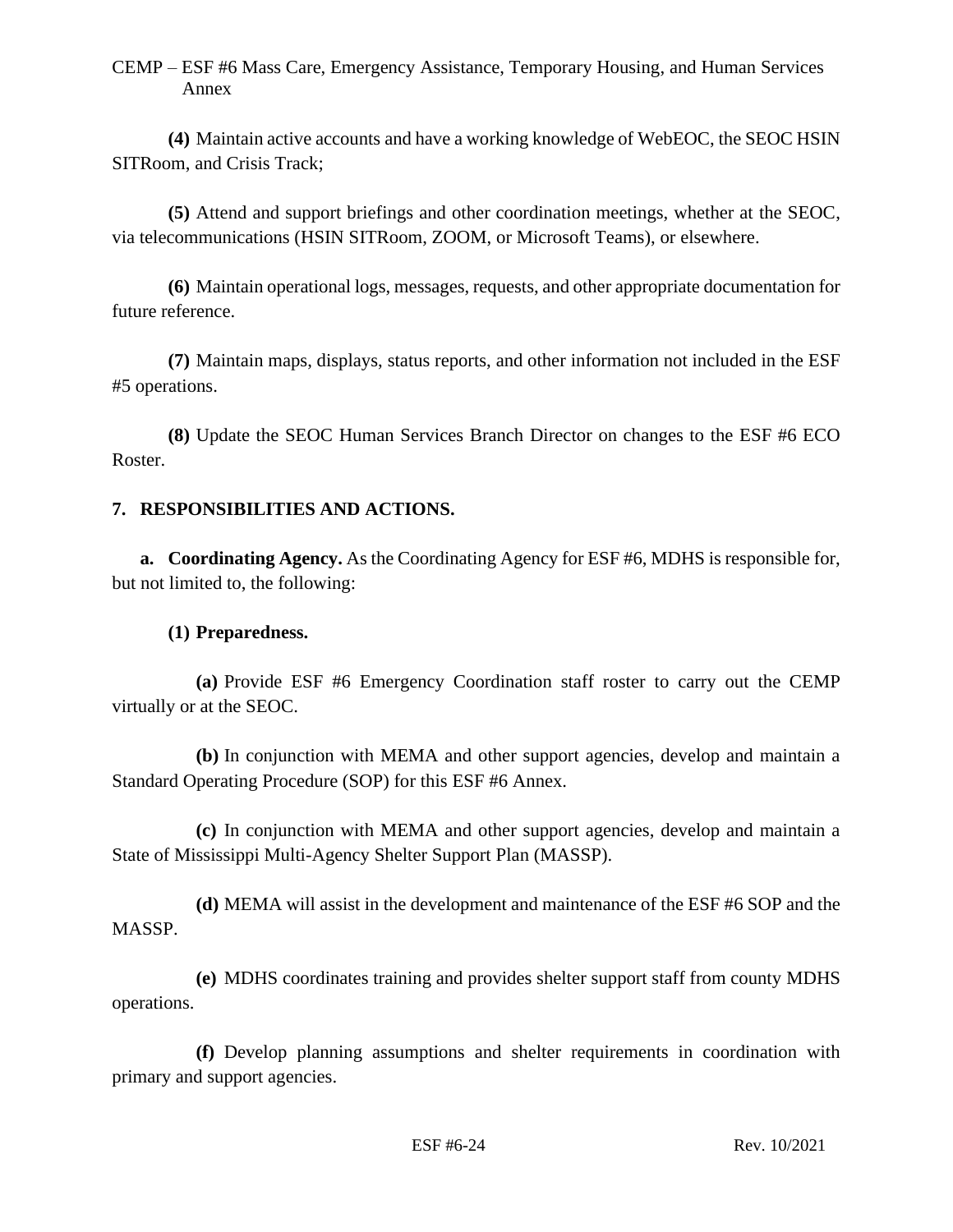**(4)** Maintain active accounts and have a working knowledge of WebEOC, the SEOC HSIN SITRoom, and Crisis Track;

**(5)** Attend and support briefings and other coordination meetings, whether at the SEOC, via telecommunications (HSIN SITRoom, ZOOM, or Microsoft Teams), or elsewhere.

**(6)** Maintain operational logs, messages, requests, and other appropriate documentation for future reference.

**(7)** Maintain maps, displays, status reports, and other information not included in the ESF #5 operations.

**(8)** Update the SEOC Human Services Branch Director on changes to the ESF #6 ECO Roster.

## 7. RESPONSIBILITIES AND ACTIONS.

**a. Coordinating Agency.** As the Coordinating Agency for ESF #6, MDHS is responsible for, but not limited to, the following:

**(1) Preparedness.**

**(a)** Provide ESF #6 Emergency Coordination staff roster to carry out the CEMP virtually or at the SEOC.

**(b)** In conjunction with MEMA and other support agencies, develop and maintain a Standard Operating Procedure (SOP) for this ESF #6 Annex.

**(c)** In conjunction with MEMA and other support agencies, develop and maintain a State of Mississippi Multi-Agency Shelter Support Plan (MASSP).

**(d)** MEMA will assist in the development and maintenance of the ESF #6 SOP and the MASSP.

**(e)** MDHS coordinates training and provides shelter support staff from county MDHS operations.

**(f)** Develop planning assumptions and shelter requirements in coordination with primary and support agencies.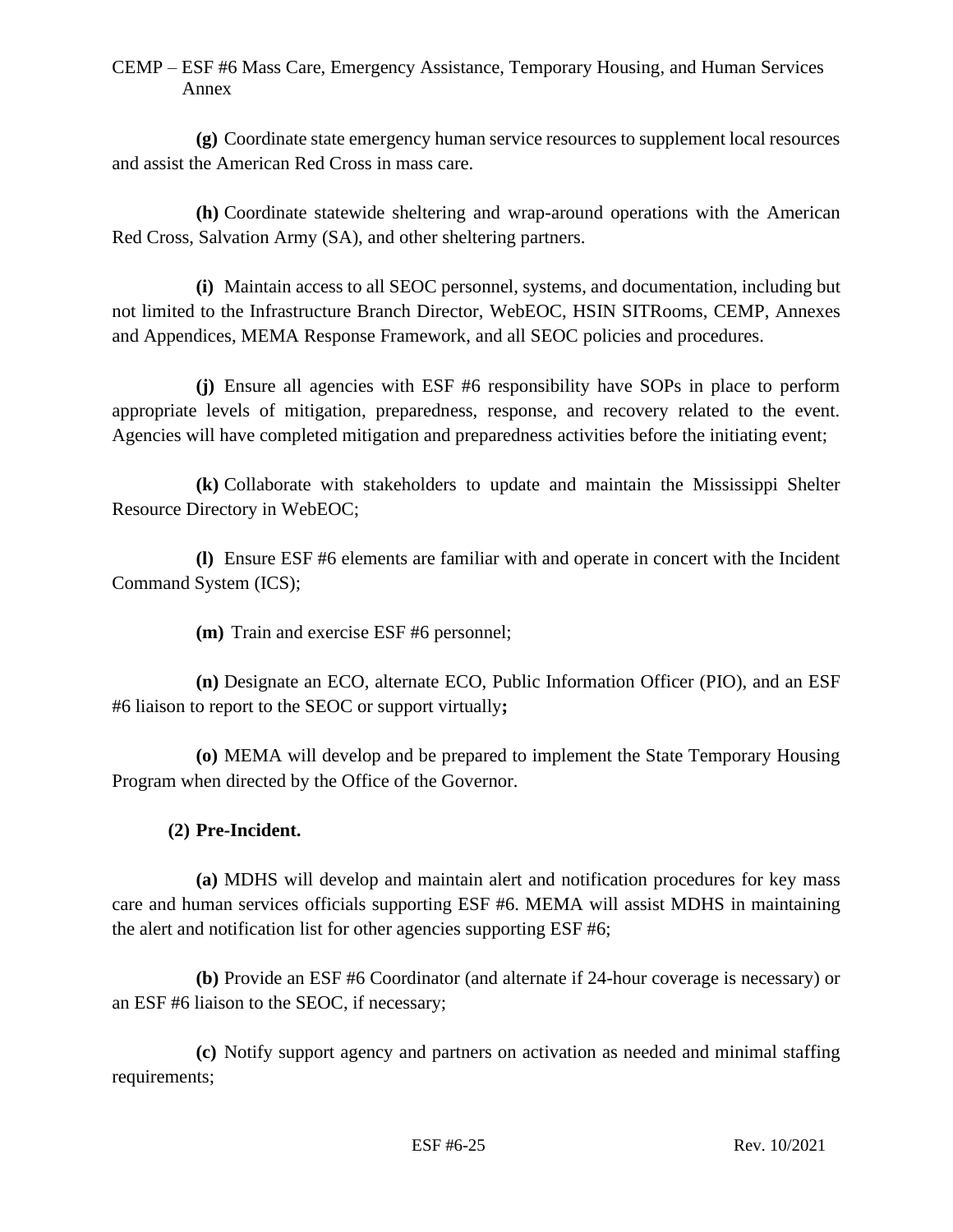**(g)** Coordinate state emergency human service resources to supplement local resources and assist the American Red Cross in mass care.

**(h)** Coordinate statewide sheltering and wrap-around operations with the American Red Cross, Salvation Army (SA), and other sheltering partners.

**(i)** Maintain access to all SEOC personnel, systems, and documentation, including but not limited to the Infrastructure Branch Director, WebEOC, HSIN SITRooms, CEMP, Annexes and Appendices, MEMA Response Framework, and all SEOC policies and procedures.

**(j)** Ensure all agencies with ESF #6 responsibility have SOPs in place to perform appropriate levels of mitigation, preparedness, response, and recovery related to the event. Agencies will have completed mitigation and preparedness activities before the initiating event;

**(k)** Collaborate with stakeholders to update and maintain the Mississippi Shelter Resource Directory in WebEOC;

**(l)** Ensure ESF #6 elements are familiar with and operate in concert with the Incident Command System (ICS);

**(m)** Train and exercise ESF #6 personnel;

**(n)** Designate an ECO, alternate ECO, Public Information Officer (PIO), and an ESF #6 liaison to report to the SEOC or support virtually**;**

**(o)** MEMA will develop and be prepared to implement the State Temporary Housing Program when directed by the Office of the Governor.

**(2) Pre-Incident.**

**(a)** MDHS will develop and maintain alert and notification procedures for key mass care and human services officials supporting ESF #6. MEMA will assist MDHS in maintaining the alert and notification list for other agencies supporting ESF #6;

**(b)** Provide an ESF #6 Coordinator (and alternate if 24-hour coverage is necessary) or an ESF #6 liaison to the SEOC, if necessary;

**(c)** Notify support agency and partners on activation as needed and minimal staffing requirements;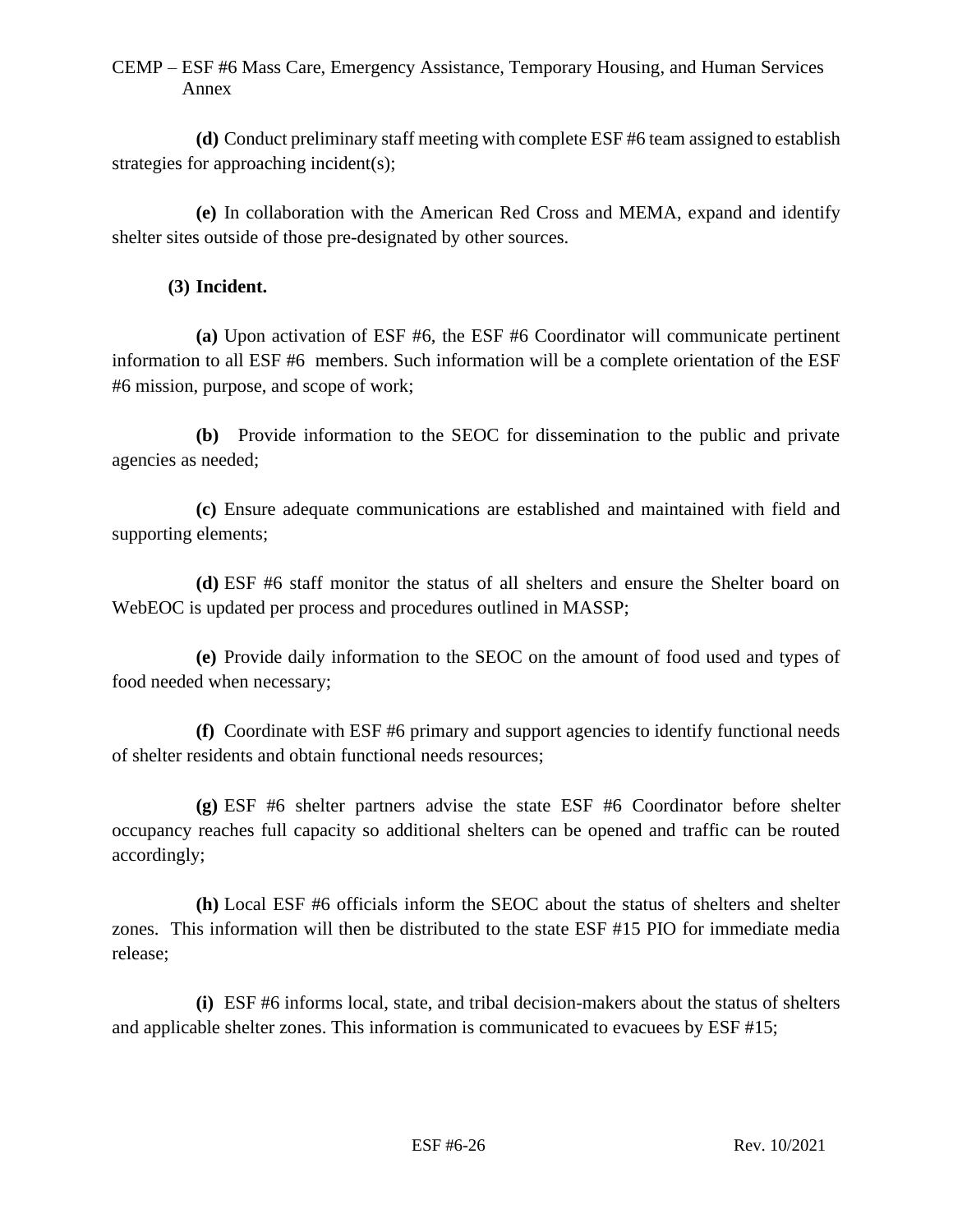**(d)** Conduct preliminary staff meeting with complete ESF #6 team assigned to establish strategies for approaching incident(s);

**(e)** In collaboration with the American Red Cross and MEMA, expand and identify shelter sites outside of those pre-designated by other sources.

**(3) Incident.**

**(a)** Upon activation of ESF #6, the ESF #6 Coordinator will communicate pertinent information to all ESF #6 members. Such information will be a complete orientation of the ESF #6 mission, purpose, and scope of work;

**(b)** Provide information to the SEOC for dissemination to the public and private agencies as needed;

**(c)** Ensure adequate communications are established and maintained with field and supporting elements;

**(d)** ESF #6 staff monitor the status of all shelters and ensure the Shelter board on WebEOC is updated per process and procedures outlined in MASSP;

**(e)** Provide daily information to the SEOC on the amount of food used and types of food needed when necessary;

**(f)** Coordinate with ESF #6 primary and support agencies to identify functional needs of shelter residents and obtain functional needs resources;

**(g)** ESF #6 shelter partners advise the state ESF #6 Coordinator before shelter occupancy reaches full capacity so additional shelters can be opened and traffic can be routed accordingly;

**(h)** Local ESF #6 officials inform the SEOC about the status of shelters and shelter zones. This information will then be distributed to the state ESF #15 PIO for immediate media release;

**(i)** ESF #6 informs local, state, and tribal decision-makers about the status of shelters and applicable shelter zones. This information is communicated to evacuees by ESF #15;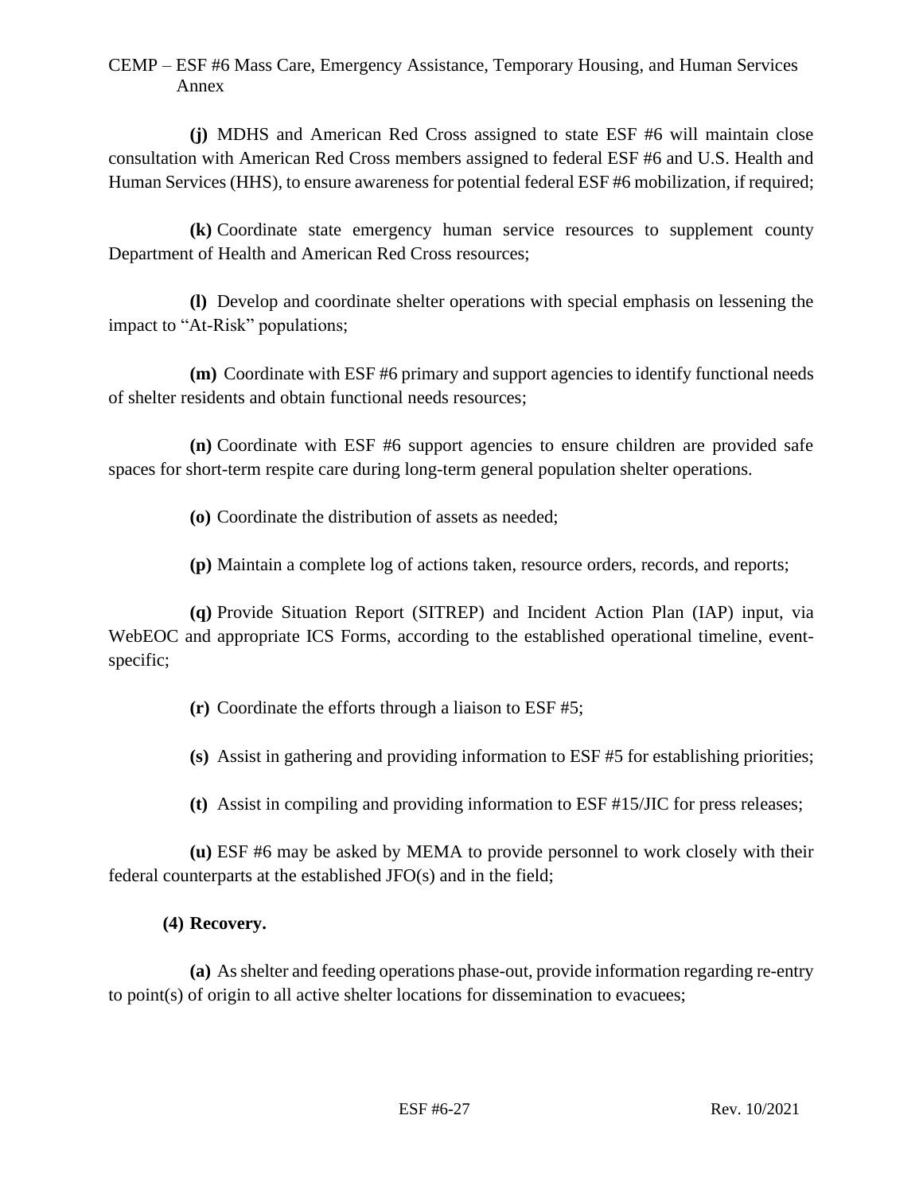**(j)** MDHS and American Red Cross assigned to state ESF #6 will maintain close consultation with American Red Cross members assigned to federal ESF #6 and U.S. Health and Human Services (HHS), to ensure awareness for potential federal ESF #6 mobilization, if required;

**(k)** Coordinate state emergency human service resources to supplement county Department of Health and American Red Cross resources;

**(l)** Develop and coordinate shelter operations with special emphasis on lessening the impact to "At-Risk" populations;

**(m)** Coordinate with ESF #6 primary and support agencies to identify functional needs of shelter residents and obtain functional needs resources;

**(n)** Coordinate with ESF #6 support agencies to ensure children are provided safe spaces for short-term respite care during long-term general population shelter operations.

**(o)** Coordinate the distribution of assets as needed;

**(p)** Maintain a complete log of actions taken, resource orders, records, and reports;

**(q)** Provide Situation Report (SITREP) and Incident Action Plan (IAP) input, via WebEOC and appropriate ICS Forms, according to the established operational timeline, event-specific;

**(r)** Coordinate the efforts through a liaison to ESF #5;

**(s)** Assist in gathering and providing information to ESF #5 for establishing priorities;

**(t)** Assist in compiling and providing information to ESF #15/JIC for press releases;

**(u)** ESF #6 may be asked by MEMA to provide personnel to work closely with their federal counterparts at the established JFO(s) and in the field;

**(4) Recovery.**

**(a)** As shelter and feeding operations phase-out, provide information regarding re-entry to point(s) of origin to all active shelter locations for dissemination to evacuees;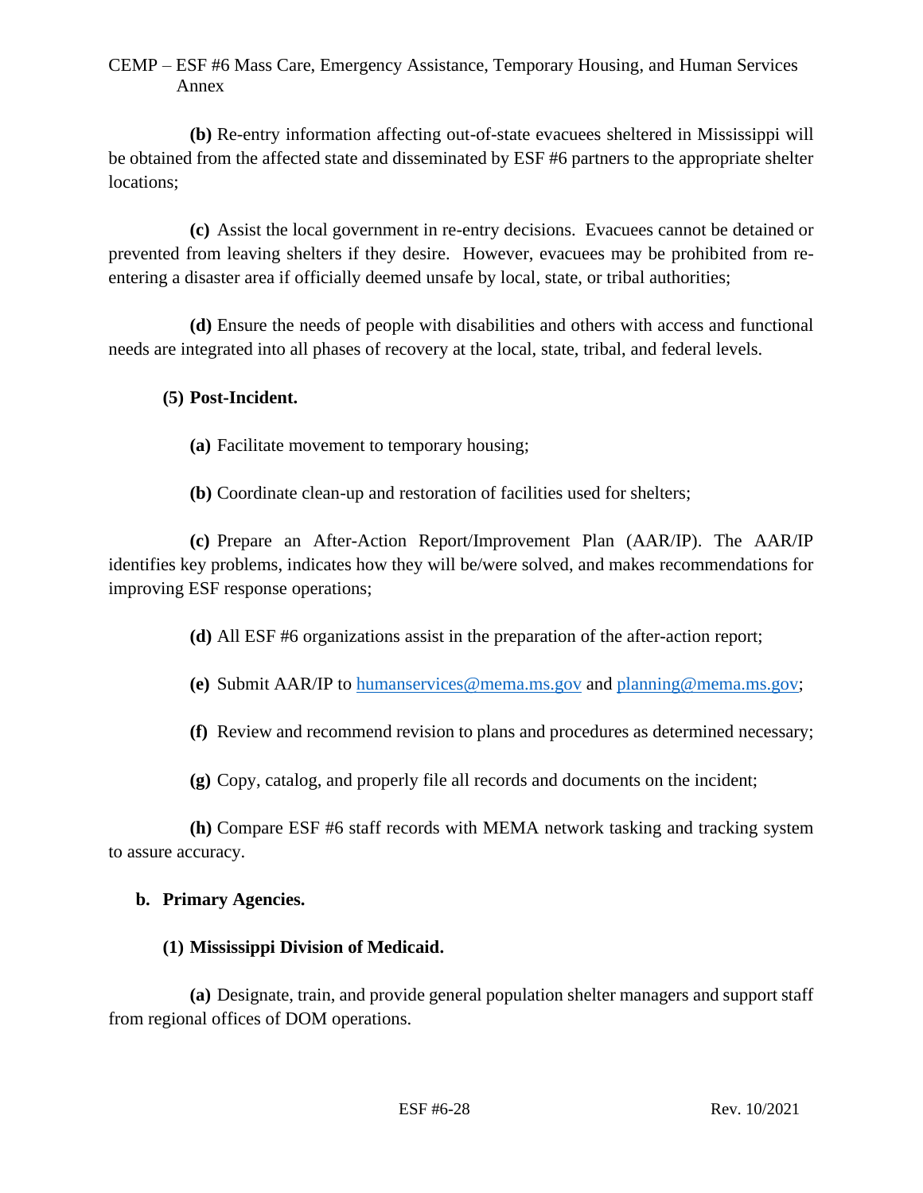**(b)** Re-entry information affecting out-of-state evacuees sheltered in Mississippi will be obtained from the affected state and disseminated by ESF #6 partners to the appropriate shelter locations;

**(c)** Assist the local government in re-entry decisions. Evacuees cannot be detained or prevented from leaving shelters if they desire. However, evacuees may be prohibited from re-entering a disaster area if officially deemed unsafe by local, state, or tribal authorities;

**(d)** Ensure the needs of people with disabilities and others with access and functional needs are integrated into all phases of recovery at the local, state, tribal, and federal levels.

**(5) Post-Incident.**

**(a)** Facilitate movement to temporary housing;

**(b)** Coordinate clean-up and restoration of facilities used for shelters;

**(c)** Prepare an After-Action Report/Improvement Plan (AAR/IP). The AAR/IP identifies key problems, indicates how they will be/were solved, and makes recommendations for improving ESF response operations;

**(d)** All ESF #6 organizations assist in the preparation of the after-action report;

**(e)** Submit AAR/IP to humanservices@mema.ms.gov and planning@mema.ms.gov;

**(f)** Review and recommend revision to plans and procedures as determined necessary;

**(g)** Copy, catalog, and properly file all records and documents on the incident;

**(h)** Compare ESF #6 staff records with MEMA network tasking and tracking system to assure accuracy.

**b. Primary Agencies.**

**(1) Mississippi Division of Medicaid.**

**(a)** Designate, train, and provide general population shelter managers and support staff from regional offices of DOM operations.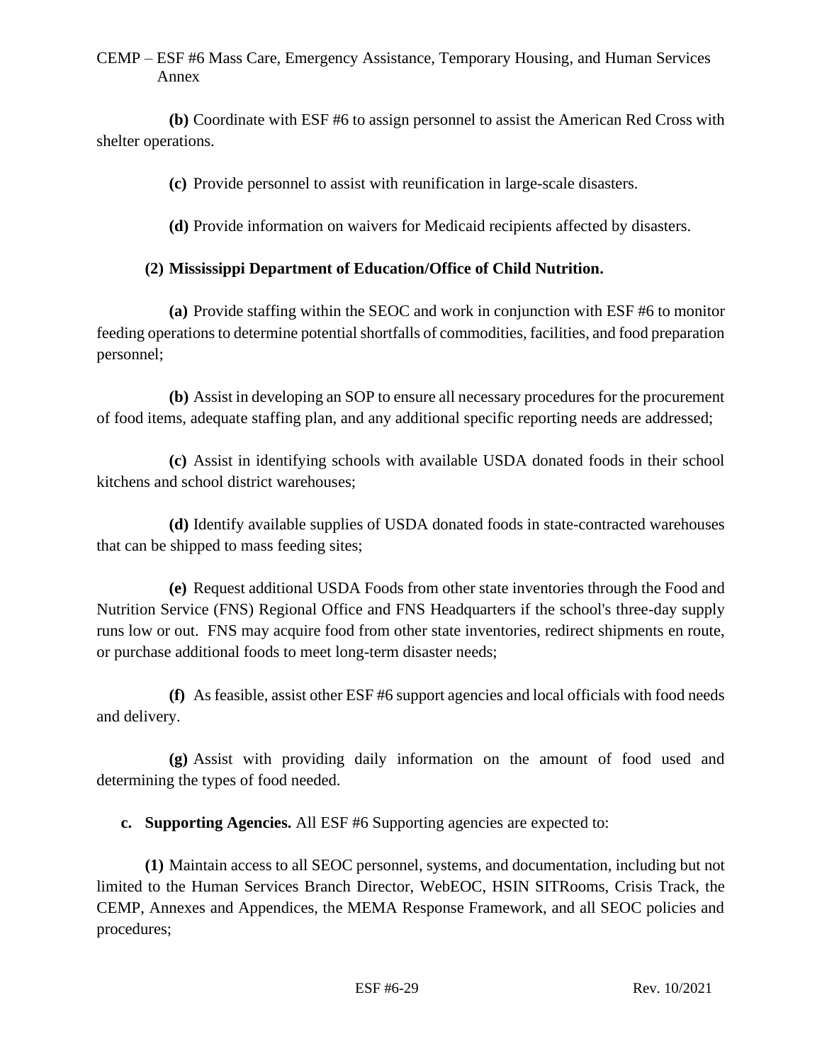**(b)** Coordinate with ESF #6 to assign personnel to assist the American Red Cross with shelter operations.

**(c)** Provide personnel to assist with reunification in large-scale disasters.

**(d)** Provide information on waivers for Medicaid recipients affected by disasters.

**(2) Mississippi Department of Education/Office of Child Nutrition.**

**(a)** Provide staffing within the SEOC and work in conjunction with ESF #6 to monitor feeding operations to determine potential shortfalls of commodities, facilities, and food preparation personnel;

**(b)** Assist in developing an SOP to ensure all necessary procedures for the procurement of food items, adequate staffing plan, and any additional specific reporting needs are addressed;

**(c)** Assist in identifying schools with available USDA donated foods in their school kitchens and school district warehouses;

**(d)** Identify available supplies of USDA donated foods in state-contracted warehouses that can be shipped to mass feeding sites;

**(e)** Request additional USDA Foods from other state inventories through the Food and Nutrition Service (FNS) Regional Office and FNS Headquarters if the school's three-day supply runs low or out. FNS may acquire food from other state inventories, redirect shipments en route, or purchase additional foods to meet long-term disaster needs;

**(f)** As feasible, assist other ESF #6 support agencies and local officials with food needs and delivery.

**(g)** Assist with providing daily information on the amount of food used and determining the types of food needed.

**c. Supporting Agencies.** All ESF #6 Supporting agencies are expected to:

**(1)** Maintain access to all SEOC personnel, systems, and documentation, including but not limited to the Human Services Branch Director, WebEOC, HSIN SITRooms, Crisis Track, the CEMP, Annexes and Appendices, the MEMA Response Framework, and all SEOC policies and procedures;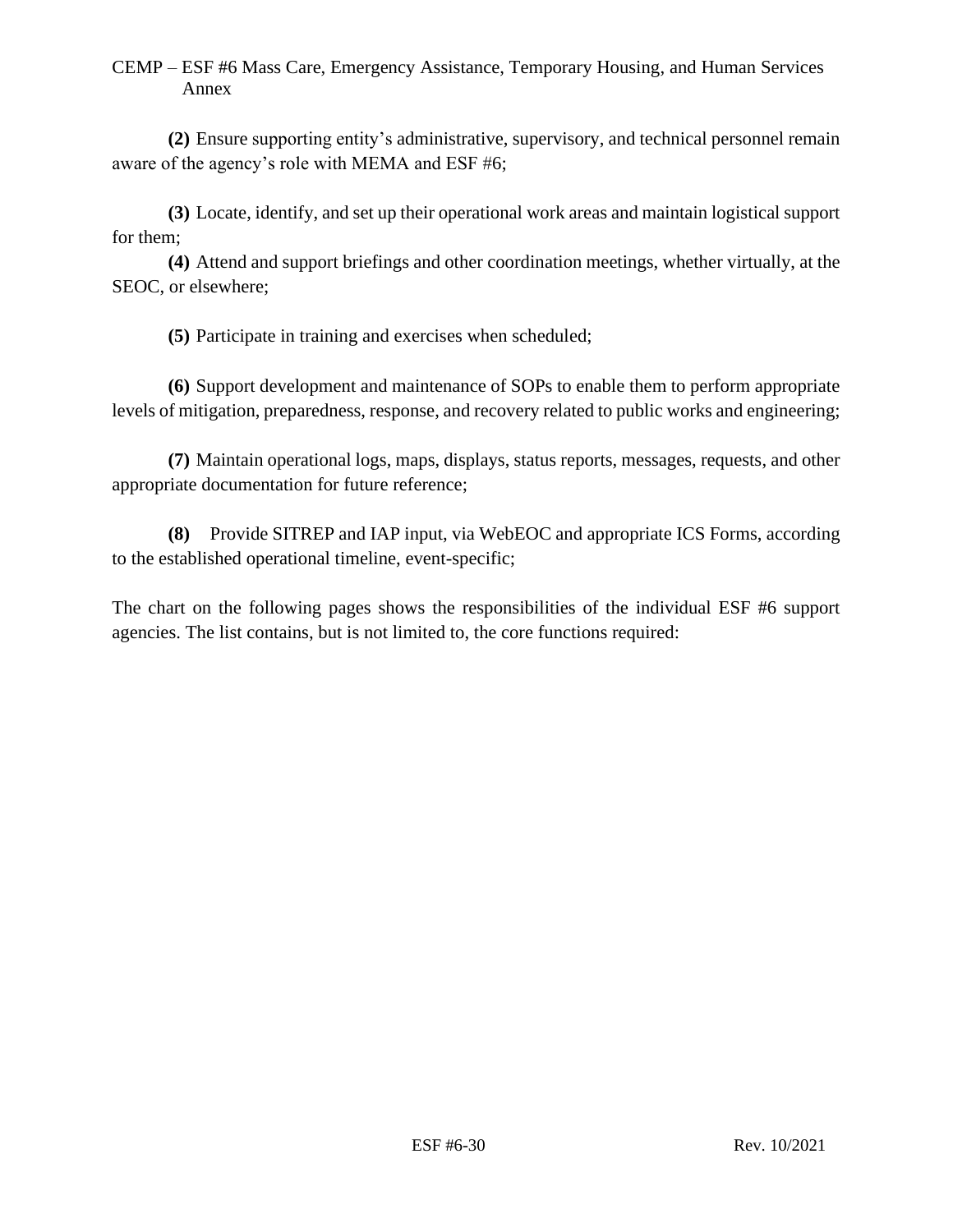**(2)** Ensure supporting entity's administrative, supervisory, and technical personnel remain aware of the agency's role with MEMA and ESF #6;

**(3)** Locate, identify, and set up their operational work areas and maintain logistical support for them;

**(4)** Attend and support briefings and other coordination meetings, whether virtually, at the SEOC, or elsewhere;

**(5)** Participate in training and exercises when scheduled;

**(6)** Support development and maintenance of SOPs to enable them to perform appropriate levels of mitigation, preparedness, response, and recovery related to public works and engineering;

**(7)** Maintain operational logs, maps, displays, status reports, messages, requests, and other appropriate documentation for future reference;

**(8)** Provide SITREP and IAP input, via WebEOC and appropriate ICS Forms, according to the established operational timeline, event-specific;

The chart on the following pages shows the responsibilities of the individual ESF #6 support agencies. The list contains, but is not limited to, the core functions required: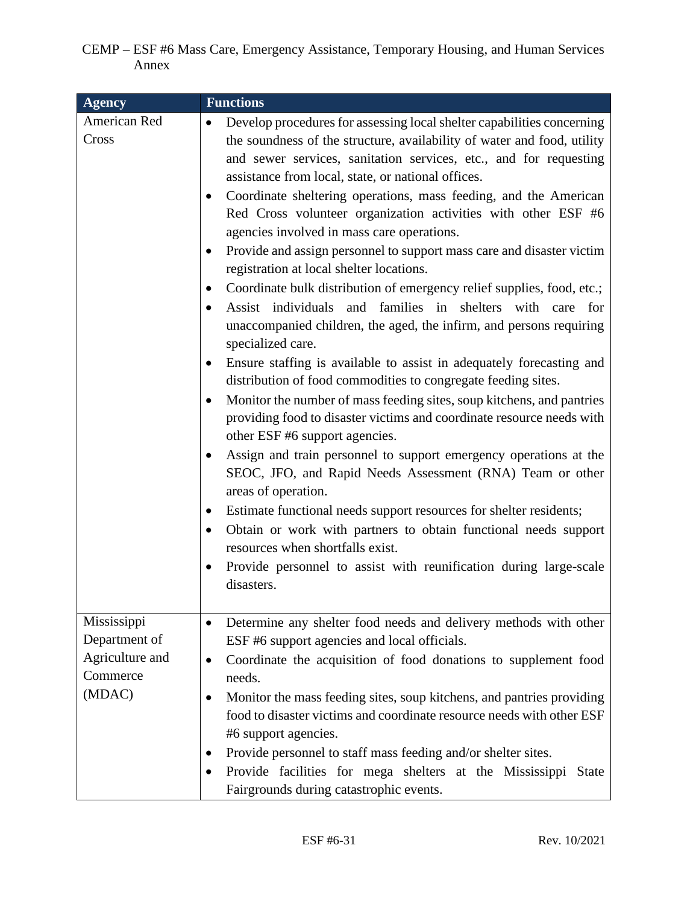| Agency | Functions |
|---|---|
| American Red Cross | • Develop procedures for assessing local shelter capabilities concerning the soundness of the structure, availability of water and food, utility and sewer services, sanitation services, etc., and for requesting assistance from local, state, or national offices.<br>• Coordinate sheltering operations, mass feeding, and the American Red Cross volunteer organization activities with other ESF #6 agencies involved in mass care operations.<br>• Provide and assign personnel to support mass care and disaster victim registration at local shelter locations.<br>• Coordinate bulk distribution of emergency relief supplies, food, etc.;<br>• Assist individuals and families in shelters with care for unaccompanied children, the aged, the infirm, and persons requiring specialized care.<br>• Ensure staffing is available to assist in adequately forecasting and distribution of food commodities to congregate feeding sites.<br>• Monitor the number of mass feeding sites, soup kitchens, and pantries providing food to disaster victims and coordinate resource needs with other ESF #6 support agencies.<br>• Assign and train personnel to support emergency operations at the SEOC, JFO, and Rapid Needs Assessment (RNA) Team or other areas of operation.<br>• Estimate functional needs support resources for shelter residents;<br>• Obtain or work with partners to obtain functional needs support resources when shortfalls exist.<br>• Provide personnel to assist with reunification during large-scale disasters. |
| Mississippi Department of Agriculture and Commerce (MDAC) | • Determine any shelter food needs and delivery methods with other ESF #6 support agencies and local officials.<br>• Coordinate the acquisition of food donations to supplement food needs.<br>• Monitor the mass feeding sites, soup kitchens, and pantries providing food to disaster victims and coordinate resource needs with other ESF #6 support agencies.<br>• Provide personnel to staff mass feeding and/or shelter sites.<br>• Provide facilities for mega shelters at the Mississippi State Fairgrounds during catastrophic events. |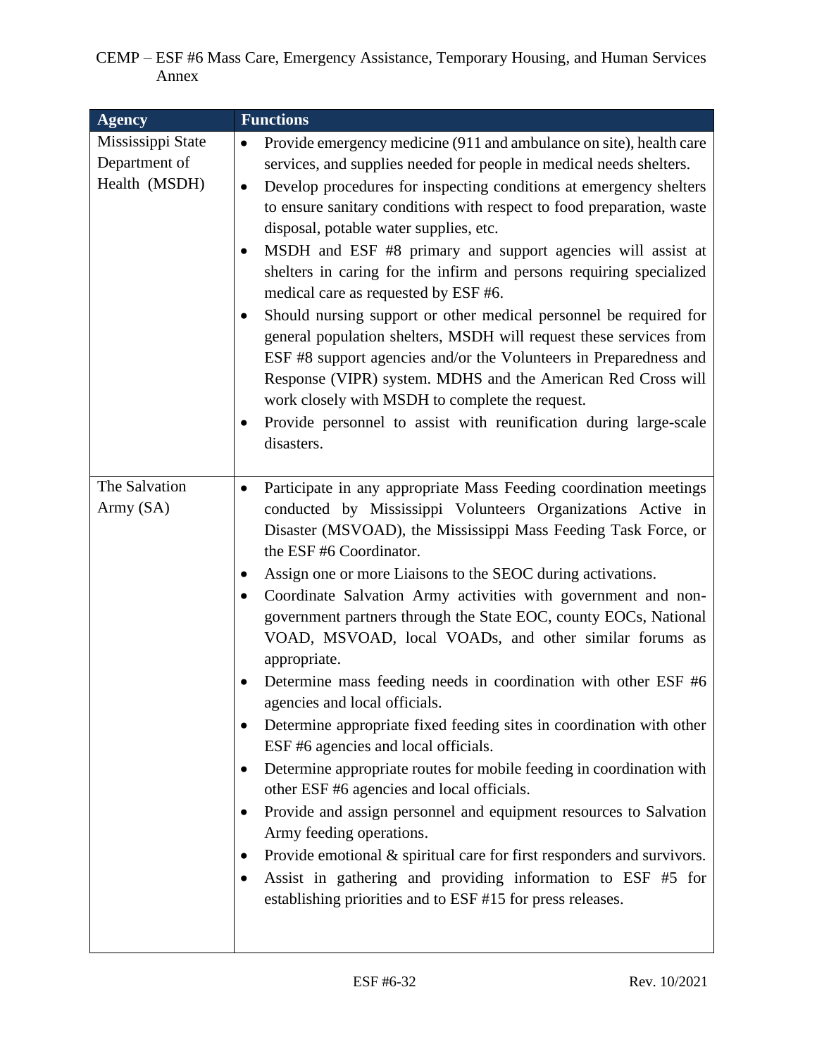| Agency | Functions |
|---|---|
| Mississippi State Department of Health (MSDH) | • Provide emergency medicine (911 and ambulance on site), health care services, and supplies needed for people in medical needs shelters.<br>• Develop procedures for inspecting conditions at emergency shelters to ensure sanitary conditions with respect to food preparation, waste disposal, potable water supplies, etc.<br>• MSDH and ESF #8 primary and support agencies will assist at shelters in caring for the infirm and persons requiring specialized medical care as requested by ESF #6.<br>• Should nursing support or other medical personnel be required for general population shelters, MSDH will request these services from ESF #8 support agencies and/or the Volunteers in Preparedness and Response (VIPR) system. MDHS and the American Red Cross will work closely with MSDH to complete the request.<br>• Provide personnel to assist with reunification during large-scale disasters. |
| The Salvation Army (SA) | • Participate in any appropriate Mass Feeding coordination meetings conducted by Mississippi Volunteers Organizations Active in Disaster (MSVOAD), the Mississippi Mass Feeding Task Force, or the ESF #6 Coordinator.<br>• Assign one or more Liaisons to the SEOC during activations.<br>• Coordinate Salvation Army activities with government and non-government partners through the State EOC, county EOCs, National VOAD, MSVOAD, local VOADs, and other similar forums as appropriate.<br>• Determine mass feeding needs in coordination with other ESF #6 agencies and local officials.<br>• Determine appropriate fixed feeding sites in coordination with other ESF #6 agencies and local officials.<br>• Determine appropriate routes for mobile feeding in coordination with other ESF #6 agencies and local officials.<br>• Provide and assign personnel and equipment resources to Salvation Army feeding operations.<br>• Provide emotional & spiritual care for first responders and survivors.<br>• Assist in gathering and providing information to ESF #5 for establishing priorities and to ESF #15 for press releases. |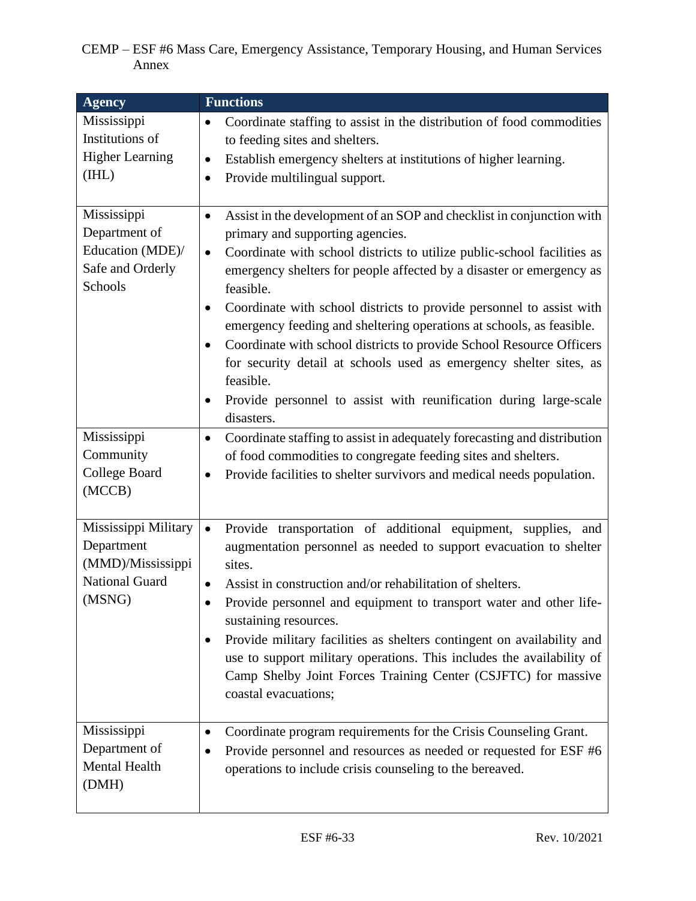| Agency | Functions |
| --- | --- |
| Mississippi Institutions of Higher Learning (IHL) | • Coordinate staffing to assist in the distribution of food commodities to feeding sites and shelters.<br>• Establish emergency shelters at institutions of higher learning.<br>• Provide multilingual support. |
| Mississippi Department of Education (MDE)/ Safe and Orderly Schools | • Assist in the development of an SOP and checklist in conjunction with primary and supporting agencies.<br>• Coordinate with school districts to utilize public-school facilities as emergency shelters for people affected by a disaster or emergency as feasible.<br>• Coordinate with school districts to provide personnel to assist with emergency feeding and sheltering operations at schools, as feasible.<br>• Coordinate with school districts to provide School Resource Officers for security detail at schools used as emergency shelter sites, as feasible.<br>• Provide personnel to assist with reunification during large-scale disasters. |
| Mississippi Community College Board (MCCB) | • Coordinate staffing to assist in adequately forecasting and distribution of food commodities to congregate feeding sites and shelters.<br>• Provide facilities to shelter survivors and medical needs population. |
| Mississippi Military Department (MMD)/Mississippi National Guard (MSNG) | • Provide transportation of additional equipment, supplies, and augmentation personnel as needed to support evacuation to shelter sites.<br>• Assist in construction and/or rehabilitation of shelters.<br>• Provide personnel and equipment to transport water and other life-sustaining resources.<br>• Provide military facilities as shelters contingent on availability and use to support military operations. This includes the availability of Camp Shelby Joint Forces Training Center (CSJFTC) for massive coastal evacuations; |
| Mississippi Department of Mental Health (DMH) | • Coordinate program requirements for the Crisis Counseling Grant.<br>• Provide personnel and resources as needed or requested for ESF #6 operations to include crisis counseling to the bereaved. |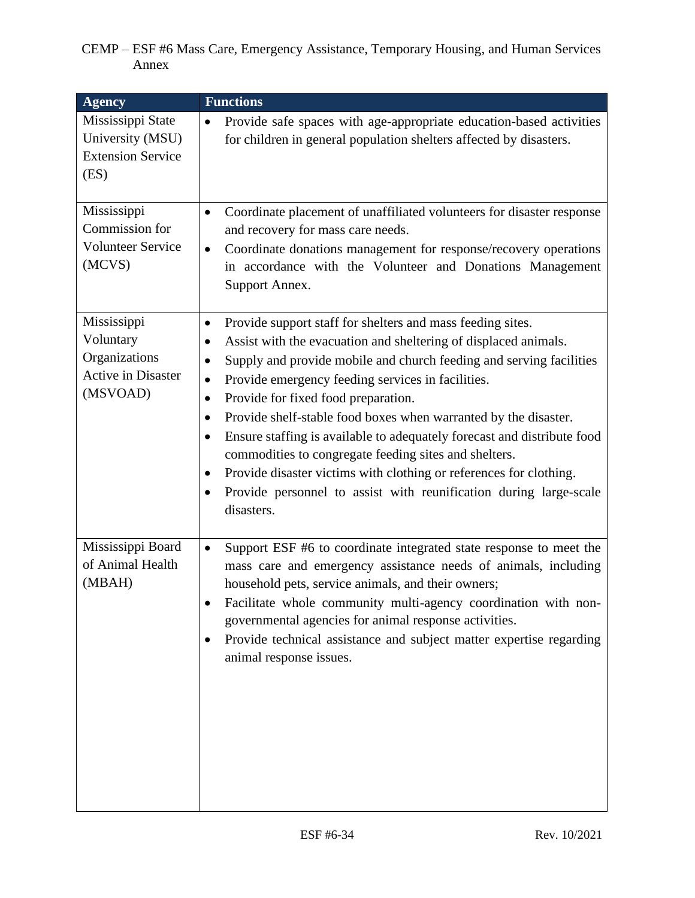| Agency | Functions |
| --- | --- |
| Mississippi State University (MSU) Extension Service (ES) | • Provide safe spaces with age-appropriate education-based activities for children in general population shelters affected by disasters. |
| Mississippi Commission for Volunteer Service (MCVS) | • Coordinate placement of unaffiliated volunteers for disaster response and recovery for mass care needs.<br>• Coordinate donations management for response/recovery operations in accordance with the Volunteer and Donations Management Support Annex. |
| Mississippi Voluntary Organizations Active in Disaster (MSVOAD) | • Provide support staff for shelters and mass feeding sites.<br>• Assist with the evacuation and sheltering of displaced animals.<br>• Supply and provide mobile and church feeding and serving facilities<br>• Provide emergency feeding services in facilities.<br>• Provide for fixed food preparation.<br>• Provide shelf-stable food boxes when warranted by the disaster.<br>• Ensure staffing is available to adequately forecast and distribute food commodities to congregate feeding sites and shelters.<br>• Provide disaster victims with clothing or references for clothing.<br>• Provide personnel to assist with reunification during large-scale disasters. |
| Mississippi Board of Animal Health (MBAH) | • Support ESF #6 to coordinate integrated state response to meet the mass care and emergency assistance needs of animals, including household pets, service animals, and their owners;<br>• Facilitate whole community multi-agency coordination with non-governmental agencies for animal response activities.<br>• Provide technical assistance and subject matter expertise regarding animal response issues. |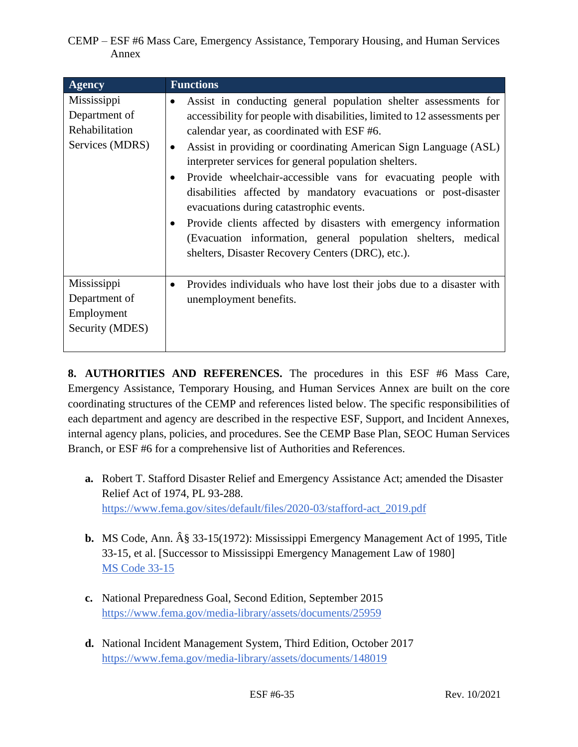| Agency | Functions |
|---|---|
| Mississippi Department of Rehabilitation Services (MDRS) | • Assist in conducting general population shelter assessments for accessibility for people with disabilities, limited to 12 assessments per calendar year, as coordinated with ESF #6.<br>• Assist in providing or coordinating American Sign Language (ASL) interpreter services for general population shelters.<br>• Provide wheelchair-accessible vans for evacuating people with disabilities affected by mandatory evacuations or post-disaster evacuations during catastrophic events.<br>• Provide clients affected by disasters with emergency information (Evacuation information, general population shelters, medical shelters, Disaster Recovery Centers (DRC), etc.). |
| Mississippi Department of Employment Security (MDES) | • Provides individuals who have lost their jobs due to a disaster with unemployment benefits. |

**8. AUTHORITIES AND REFERENCES.** The procedures in this ESF #6 Mass Care, Emergency Assistance, Temporary Housing, and Human Services Annex are built on the core coordinating structures of the CEMP and references listed below. The specific responsibilities of each department and agency are described in the respective ESF, Support, and Incident Annexes, internal agency plans, policies, and procedures. See the CEMP Base Plan, SEOC Human Services Branch, or ESF #6 for a comprehensive list of Authorities and References.

**a.** Robert T. Stafford Disaster Relief and Emergency Assistance Act; amended the Disaster Relief Act of 1974, PL 93-288.
https://www.fema.gov/sites/default/files/2020-03/stafford-act_2019.pdf

**b.** MS Code, Ann. Â§ 33-15(1972): Mississippi Emergency Management Act of 1995, Title 33-15, et al. [Successor to Mississippi Emergency Management Law of 1980]
MS Code 33-15

**c.** National Preparedness Goal, Second Edition, September 2015
https://www.fema.gov/media-library/assets/documents/25959

**d.** National Incident Management System, Third Edition, October 2017
https://www.fema.gov/media-library/assets/documents/148019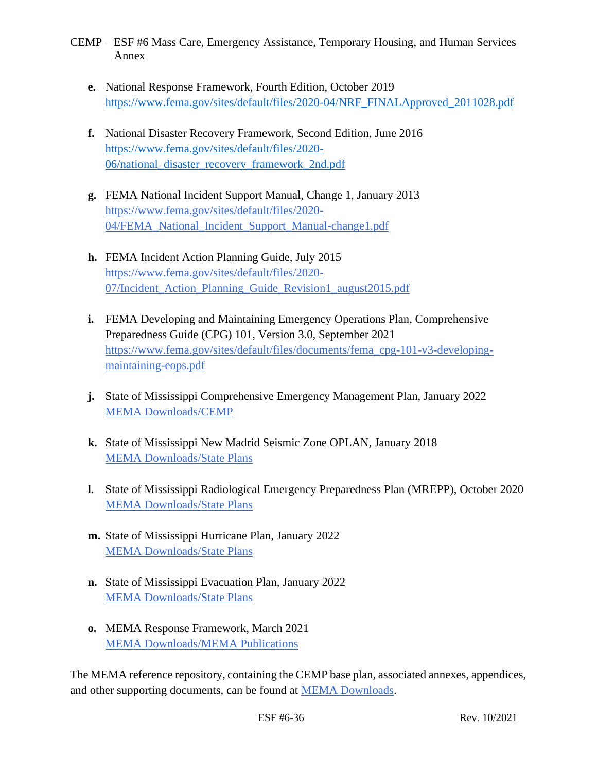e. National Response Framework, Fourth Edition, October 2019
   https://www.fema.gov/sites/default/files/2020-04/NRF_FINALApproved_2011028.pdf

f. National Disaster Recovery Framework, Second Edition, June 2016
   https://www.fema.gov/sites/default/files/2020-06/national_disaster_recovery_framework_2nd.pdf

g. FEMA National Incident Support Manual, Change 1, January 2013
   https://www.fema.gov/sites/default/files/2020-04/FEMA_National_Incident_Support_Manual-change1.pdf

h. FEMA Incident Action Planning Guide, July 2015
   https://www.fema.gov/sites/default/files/2020-07/Incident_Action_Planning_Guide_Revision1_august2015.pdf

i. FEMA Developing and Maintaining Emergency Operations Plan, Comprehensive Preparedness Guide (CPG) 101, Version 3.0, September 2021
   https://www.fema.gov/sites/default/files/documents/fema_cpg-101-v3-developing-maintaining-eops.pdf

j. State of Mississippi Comprehensive Emergency Management Plan, January 2022
   MEMA Downloads/CEMP

k. State of Mississippi New Madrid Seismic Zone OPLAN, January 2018
   MEMA Downloads/State Plans

l. State of Mississippi Radiological Emergency Preparedness Plan (MREPP), October 2020
   MEMA Downloads/State Plans

m. State of Mississippi Hurricane Plan, January 2022
   MEMA Downloads/State Plans

n. State of Mississippi Evacuation Plan, January 2022
   MEMA Downloads/State Plans

o. MEMA Response Framework, March 2021
   MEMA Downloads/MEMA Publications

The MEMA reference repository, containing the CEMP base plan, associated annexes, appendices, and other supporting documents, can be found at MEMA Downloads.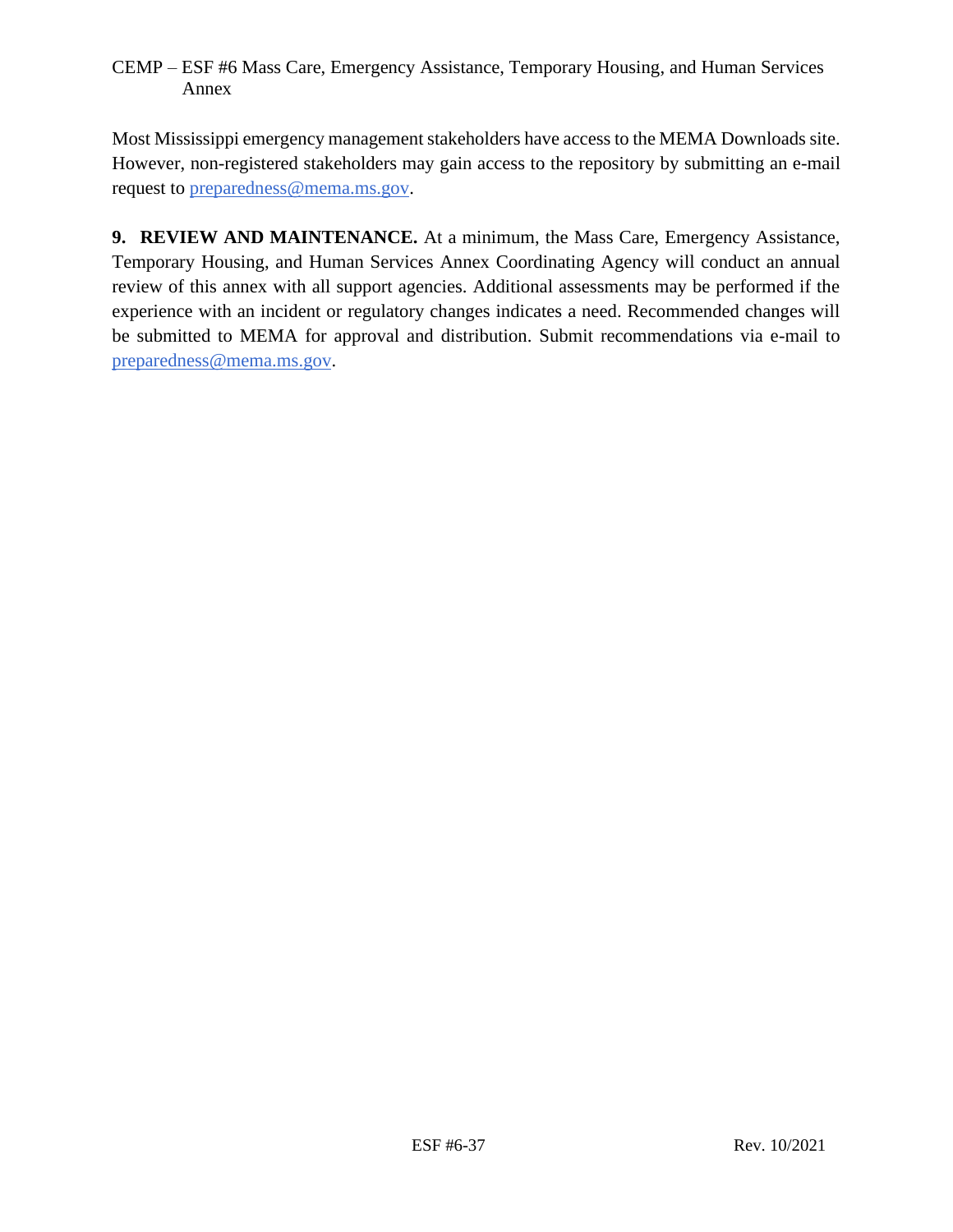Most Mississippi emergency management stakeholders have access to the MEMA Downloads site. However, non-registered stakeholders may gain access to the repository by submitting an e-mail request to preparedness@mema.ms.gov.

**9. REVIEW AND MAINTENANCE.** At a minimum, the Mass Care, Emergency Assistance, Temporary Housing, and Human Services Annex Coordinating Agency will conduct an annual review of this annex with all support agencies. Additional assessments may be performed if the experience with an incident or regulatory changes indicates a need. Recommended changes will be submitted to MEMA for approval and distribution. Submit recommendations via e-mail to preparedness@mema.ms.gov.